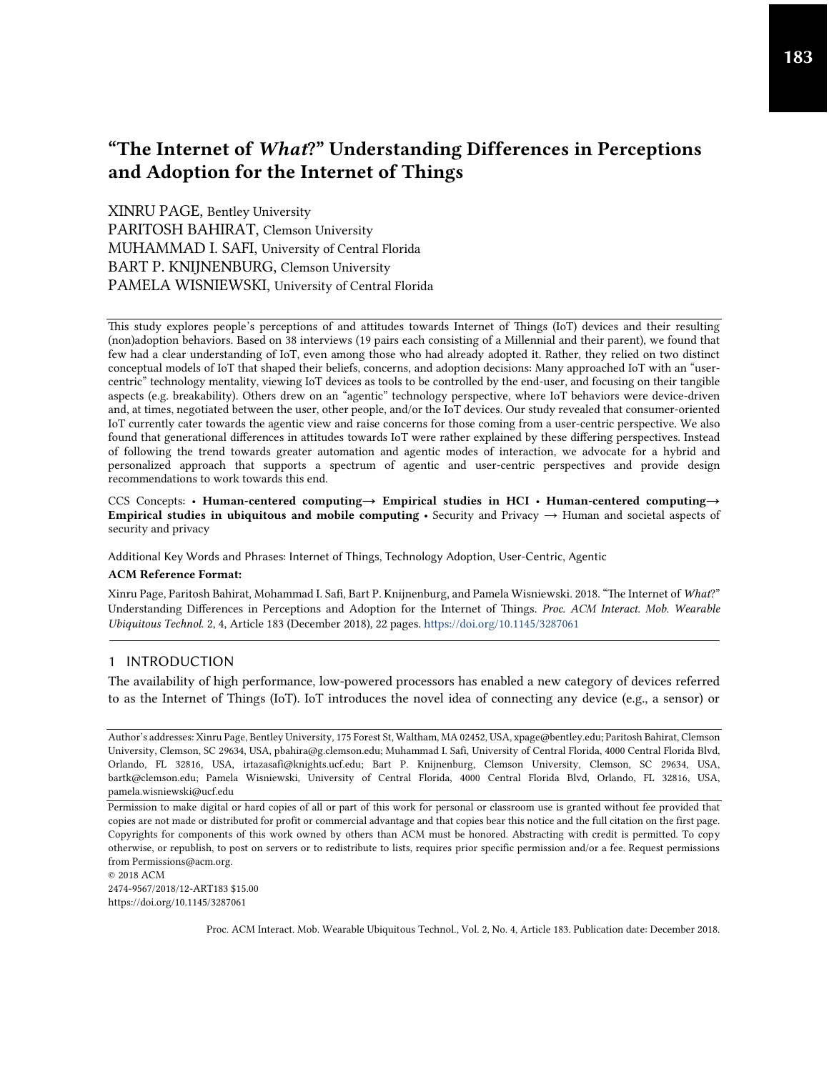# "The Internet of *What*?" Understanding Differences in Perceptions and Adoption for the Internet of Things

XINRU PAGE, Bentley University
PARITOSH BAHIRAT, Clemson University
MUHAMMAD I. SAFI, University of Central Florida
BART P. KNIJNENBURG, Clemson University
PAMELA WISNIEWSKI, University of Central Florida

This study explores people's perceptions of and attitudes towards Internet of Things (IoT) devices and their resulting (non)adoption behaviors. Based on 38 interviews (19 pairs each consisting of a Millennial and their parent), we found that few had a clear understanding of IoT, even among those who had already adopted it. Rather, they relied on two distinct conceptual models of IoT that shaped their beliefs, concerns, and adoption decisions: Many approached IoT with an "user-centric" technology mentality, viewing IoT devices as tools to be controlled by the end-user, and focusing on their tangible aspects (e.g. breakability). Others drew on an "agentic" technology perspective, where IoT behaviors were device-driven and, at times, negotiated between the user, other people, and/or the IoT devices. Our study revealed that consumer-oriented IoT currently cater towards the agentic view and raise concerns for those coming from a user-centric perspective. We also found that generational differences in attitudes towards IoT were rather explained by these differing perspectives. Instead of following the trend towards greater automation and agentic modes of interaction, we advocate for a hybrid and personalized approach that supports a spectrum of agentic and user-centric perspectives and provide design recommendations to work towards this end.

CCS Concepts: • **Human-centered computing→ Empirical studies in HCI** • **Human-centered computing→ Empirical studies in ubiquitous and mobile computing** • Security and Privacy → Human and societal aspects of security and privacy

Additional Key Words and Phrases: Internet of Things, Technology Adoption, User-Centric, Agentic

**ACM Reference Format:**

Xinru Page, Paritosh Bahirat, Mohammad I. Safi, Bart P. Knijnenburg, and Pamela Wisniewski. 2018. "The Internet of *What*?" Understanding Differences in Perceptions and Adoption for the Internet of Things. *Proc. ACM Interact. Mob. Wearable Ubiquitous Technol.* 2, 4, Article 183 (December 2018), 22 pages. https://doi.org/10.1145/3287061

## 1 INTRODUCTION

The availability of high performance, low-powered processors has enabled a new category of devices referred to as the Internet of Things (IoT). IoT introduces the novel idea of connecting any device (e.g., a sensor) or

Author's addresses: Xinru Page, Bentley University, 175 Forest St, Waltham, MA 02452, USA, xpage@bentley.edu; Paritosh Bahirat, Clemson University, Clemson, SC 29634, USA, pbahira@g.clemson.edu; Muhammad I. Safi, University of Central Florida, 4000 Central Florida Blvd, Orlando, FL 32816, USA, irtazasafi@knights.ucf.edu; Bart P. Knijnenburg, Clemson University, Clemson, SC 29634, USA, bartk@clemson.edu; Pamela Wisniewski, University of Central Florida, 4000 Central Florida Blvd, Orlando, FL 32816, USA, pamela.wisniewski@ucf.edu

Permission to make digital or hard copies of all or part of this work for personal or classroom use is granted without fee provided that copies are not made or distributed for profit or commercial advantage and that copies bear this notice and the full citation on the first page. Copyrights for components of this work owned by others than ACM must be honored. Abstracting with credit is permitted. To copy otherwise, or republish, to post on servers or to redistribute to lists, requires prior specific permission and/or a fee. Request permissions from Permissions@acm.org.

© 2018 ACM
2474-9567/2018/12-ART183 $15.00
https://doi.org/10.1145/3287061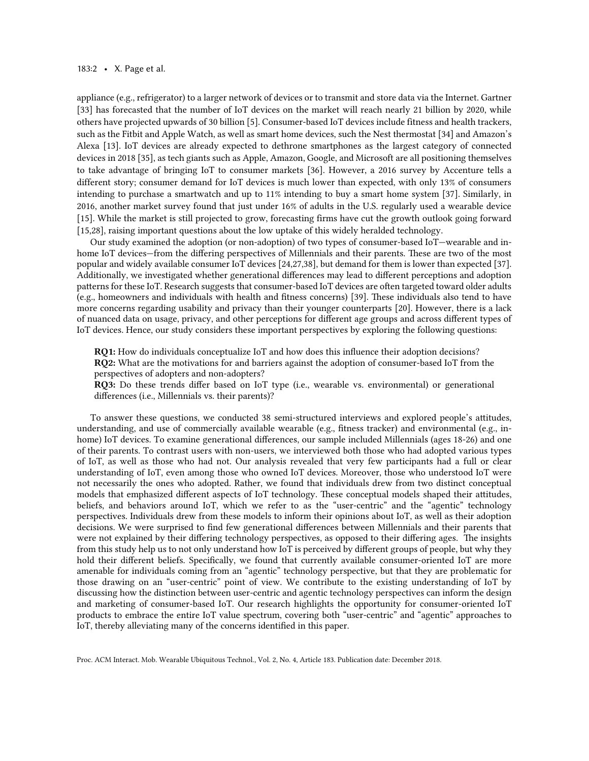appliance (e.g., refrigerator) to a larger network of devices or to transmit and store data via the Internet. Gartner [33] has forecasted that the number of IoT devices on the market will reach nearly 21 billion by 2020, while others have projected upwards of 30 billion [5]. Consumer-based IoT devices include fitness and health trackers, such as the Fitbit and Apple Watch, as well as smart home devices, such the Nest thermostat [34] and Amazon's Alexa [13]. IoT devices are already expected to dethrone smartphones as the largest category of connected devices in 2018 [35], as tech giants such as Apple, Amazon, Google, and Microsoft are all positioning themselves to take advantage of bringing IoT to consumer markets [36]. However, a 2016 survey by Accenture tells a different story; consumer demand for IoT devices is much lower than expected, with only 13% of consumers intending to purchase a smartwatch and up to 11% intending to buy a smart home system [37]. Similarly, in 2016, another market survey found that just under 16% of adults in the U.S. regularly used a wearable device [15]. While the market is still projected to grow, forecasting firms have cut the growth outlook going forward [15,28], raising important questions about the low uptake of this widely heralded technology.

Our study examined the adoption (or non-adoption) of two types of consumer-based IoT—wearable and in-home IoT devices—from the differing perspectives of Millennials and their parents. These are two of the most popular and widely available consumer IoT devices [24,27,38], but demand for them is lower than expected [37]. Additionally, we investigated whether generational differences may lead to different perceptions and adoption patterns for these IoT. Research suggests that consumer-based IoT devices are often targeted toward older adults (e.g., homeowners and individuals with health and fitness concerns) [39]. These individuals also tend to have more concerns regarding usability and privacy than their younger counterparts [20]. However, there is a lack of nuanced data on usage, privacy, and other perceptions for different age groups and across different types of IoT devices. Hence, our study considers these important perspectives by exploring the following questions:

> **RQ1:** How do individuals conceptualize IoT and how does this influence their adoption decisions?
> **RQ2:** What are the motivations for and barriers against the adoption of consumer-based IoT from the perspectives of adopters and non-adopters?
> **RQ3:** Do these trends differ based on IoT type (i.e., wearable vs. environmental) or generational differences (i.e., Millennials vs. their parents)?

To answer these questions, we conducted 38 semi-structured interviews and explored people's attitudes, understanding, and use of commercially available wearable (e.g., fitness tracker) and environmental (e.g., in-home) IoT devices. To examine generational differences, our sample included Millennials (ages 18-26) and one of their parents. To contrast users with non-users, we interviewed both those who had adopted various types of IoT, as well as those who had not. Our analysis revealed that very few participants had a full or clear understanding of IoT, even among those who owned IoT devices. Moreover, those who understood IoT were not necessarily the ones who adopted. Rather, we found that individuals drew from two distinct conceptual models that emphasized different aspects of IoT technology. These conceptual models shaped their attitudes, beliefs, and behaviors around IoT, which we refer to as the "user-centric" and the "agentic" technology perspectives. Individuals drew from these models to inform their opinions about IoT, as well as their adoption decisions. We were surprised to find few generational differences between Millennials and their parents that were not explained by their differing technology perspectives, as opposed to their differing ages. The insights from this study help us to not only understand how IoT is perceived by different groups of people, but why they hold their different beliefs. Specifically, we found that currently available consumer-oriented IoT are more amenable for individuals coming from an "agentic" technology perspective, but that they are problematic for those drawing on an "user-centric" point of view. We contribute to the existing understanding of IoT by discussing how the distinction between user-centric and agentic technology perspectives can inform the design and marketing of consumer-based IoT. Our research highlights the opportunity for consumer-oriented IoT products to embrace the entire IoT value spectrum, covering both "user-centric" and "agentic" approaches to IoT, thereby alleviating many of the concerns identified in this paper.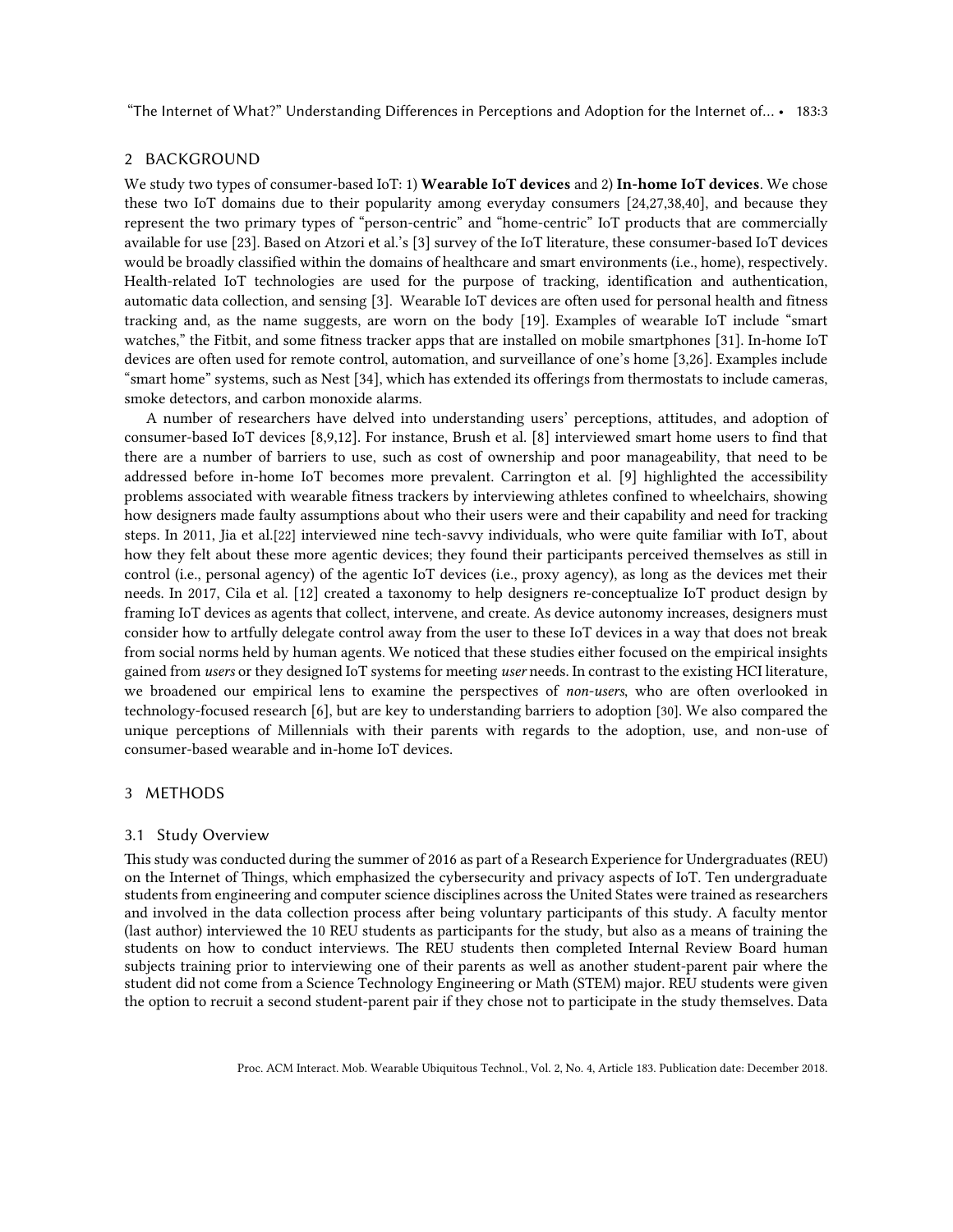## 2 BACKGROUND

We study two types of consumer-based IoT: 1) **Wearable IoT devices** and 2) **In-home IoT devices**. We chose these two IoT domains due to their popularity among everyday consumers [24,27,38,40], and because they represent the two primary types of "person-centric" and "home-centric" IoT products that are commercially available for use [23]. Based on Atzori et al.'s [3] survey of the IoT literature, these consumer-based IoT devices would be broadly classified within the domains of healthcare and smart environments (i.e., home), respectively. Health-related IoT technologies are used for the purpose of tracking, identification and authentication, automatic data collection, and sensing [3]. Wearable IoT devices are often used for personal health and fitness tracking and, as the name suggests, are worn on the body [19]. Examples of wearable IoT include "smart watches," the Fitbit, and some fitness tracker apps that are installed on mobile smartphones [31]. In-home IoT devices are often used for remote control, automation, and surveillance of one's home [3,26]. Examples include "smart home" systems, such as Nest [34], which has extended its offerings from thermostats to include cameras, smoke detectors, and carbon monoxide alarms.

A number of researchers have delved into understanding users' perceptions, attitudes, and adoption of consumer-based IoT devices [8,9,12]. For instance, Brush et al. [8] interviewed smart home users to find that there are a number of barriers to use, such as cost of ownership and poor manageability, that need to be addressed before in-home IoT becomes more prevalent. Carrington et al. [9] highlighted the accessibility problems associated with wearable fitness trackers by interviewing athletes confined to wheelchairs, showing how designers made faulty assumptions about who their users were and their capability and need for tracking steps. In 2011, Jia et al.[22] interviewed nine tech-savvy individuals, who were quite familiar with IoT, about how they felt about these more agentic devices; they found their participants perceived themselves as still in control (i.e., personal agency) of the agentic IoT devices (i.e., proxy agency), as long as the devices met their needs. In 2017, Cila et al. [12] created a taxonomy to help designers re-conceptualize IoT product design by framing IoT devices as agents that collect, intervene, and create. As device autonomy increases, designers must consider how to artfully delegate control away from the user to these IoT devices in a way that does not break from social norms held by human agents. We noticed that these studies either focused on the empirical insights gained from *users* or they designed IoT systems for meeting *user* needs. In contrast to the existing HCI literature, we broadened our empirical lens to examine the perspectives of *non-users*, who are often overlooked in technology-focused research [6], but are key to understanding barriers to adoption [30]. We also compared the unique perceptions of Millennials with their parents with regards to the adoption, use, and non-use of consumer-based wearable and in-home IoT devices.

## 3 METHODS

### 3.1 Study Overview

This study was conducted during the summer of 2016 as part of a Research Experience for Undergraduates (REU) on the Internet of Things, which emphasized the cybersecurity and privacy aspects of IoT. Ten undergraduate students from engineering and computer science disciplines across the United States were trained as researchers and involved in the data collection process after being voluntary participants of this study. A faculty mentor (last author) interviewed the 10 REU students as participants for the study, but also as a means of training the students on how to conduct interviews. The REU students then completed Internal Review Board human subjects training prior to interviewing one of their parents as well as another student-parent pair where the student did not come from a Science Technology Engineering or Math (STEM) major. REU students were given the option to recruit a second student-parent pair if they chose not to participate in the study themselves. Data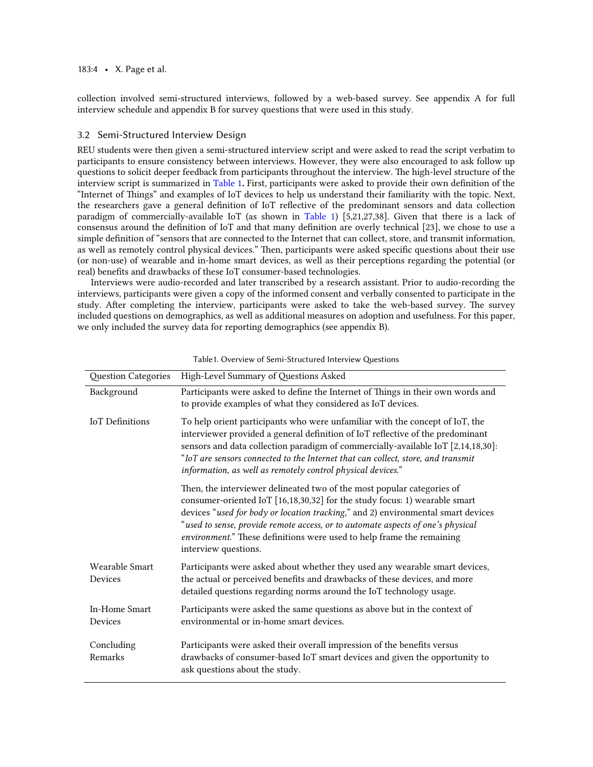collection involved semi-structured interviews, followed by a web-based survey. See appendix A for full interview schedule and appendix B for survey questions that were used in this study.

### 3.2 Semi-Structured Interview Design

REU students were then given a semi-structured interview script and were asked to read the script verbatim to participants to ensure consistency between interviews. However, they were also encouraged to ask follow up questions to solicit deeper feedback from participants throughout the interview. The high-level structure of the interview script is summarized in Table 1**.** First, participants were asked to provide their own definition of the "Internet of Things" and examples of IoT devices to help us understand their familiarity with the topic. Next, the researchers gave a general definition of IoT reflective of the predominant sensors and data collection paradigm of commercially-available IoT (as shown in Table 1) [5,21,27,38]. Given that there is a lack of consensus around the definition of IoT and that many definition are overly technical [23], we chose to use a simple definition of "sensors that are connected to the Internet that can collect, store, and transmit information, as well as remotely control physical devices." Then, participants were asked specific questions about their use (or non-use) of wearable and in-home smart devices, as well as their perceptions regarding the potential (or real) benefits and drawbacks of these IoT consumer-based technologies.

Interviews were audio-recorded and later transcribed by a research assistant. Prior to audio-recording the interviews, participants were given a copy of the informed consent and verbally consented to participate in the study. After completing the interview, participants were asked to take the web-based survey. The survey included questions on demographics, as well as additional measures on adoption and usefulness. For this paper, we only included the survey data for reporting demographics (see appendix B).

Table1. Overview of Semi-Structured Interview Questions

| Question Categories | High-Level Summary of Questions Asked |
|---|---|
| Background | Participants were asked to define the Internet of Things in their own words and to provide examples of what they considered as IoT devices. |
| IoT Definitions | To help orient participants who were unfamiliar with the concept of IoT, the interviewer provided a general definition of IoT reflective of the predominant sensors and data collection paradigm of commercially-available IoT [2,14,18,30]: "*IoT are sensors connected to the Internet that can collect, store, and transmit information, as well as remotely control physical devices.*" |
| | Then, the interviewer delineated two of the most popular categories of consumer-oriented IoT [16,18,30,32] for the study focus: 1) wearable smart devices "*used for body or location tracking*," and 2) environmental smart devices "*used to sense, provide remote access, or to automate aspects of one's physical environment.*" These definitions were used to help frame the remaining interview questions. |
| Wearable Smart Devices | Participants were asked about whether they used any wearable smart devices, the actual or perceived benefits and drawbacks of these devices, and more detailed questions regarding norms around the IoT technology usage. |
| In-Home Smart Devices | Participants were asked the same questions as above but in the context of environmental or in-home smart devices. |
| Concluding Remarks | Participants were asked their overall impression of the benefits versus drawbacks of consumer-based IoT smart devices and given the opportunity to ask questions about the study. |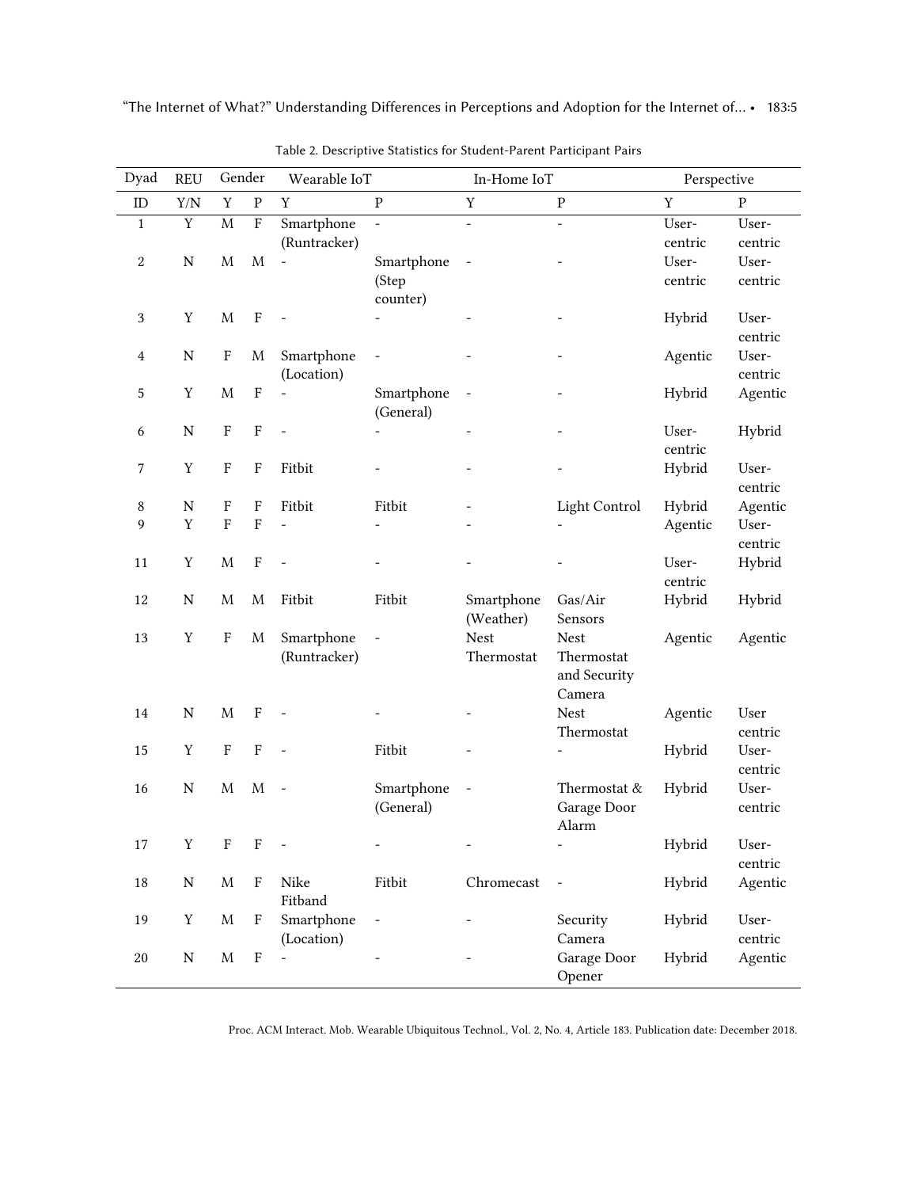Table 2. Descriptive Statistics for Student-Parent Participant Pairs

| Dyad | REU | Gender | | Wearable IoT | | In-Home IoT | | Perspective | |
|---|---|---|---|---|---|---|---|---|---|
| ID | Y/N | Y | P | Y | P | Y | P | Y | P |
| 1 | Y | M | F | Smartphone (Runtracker) | - | - | - | User-centric | User-centric |
| 2 | N | M | M | - | Smartphone (Step counter) | - | - | User-centric | User-centric |
| 3 | Y | M | F | - | - | - | - | Hybrid | User-centric |
| 4 | N | F | M | Smartphone (Location) | - | - | - | Agentic | User-centric |
| 5 | Y | M | F | - | Smartphone (General) | - | - | Hybrid | Agentic |
| 6 | N | F | F | - | - | - | - | User-centric | Hybrid |
| 7 | Y | F | F | Fitbit | - | - | - | Hybrid | User-centric |
| 8 | N | F | F | Fitbit | Fitbit | - | Light Control | Hybrid | Agentic |
| 9 | Y | F | F | - | - | - | - | Agentic | User-centric |
| 11 | Y | M | F | - | - | - | - | User-centric | Hybrid |
| 12 | N | M | M | Fitbit | Fitbit | Smartphone (Weather) | Gas/Air Sensors | Hybrid | Hybrid |
| 13 | Y | F | M | Smartphone (Runtracker) | - | Nest Thermostat | Nest Thermostat and Security Camera | Agentic | Agentic |
| 14 | N | M | F | - | - | - | Nest Thermostat | Agentic | User centric |
| 15 | Y | F | F | - | Fitbit | - | - | Hybrid | User-centric |
| 16 | N | M | M | - | Smartphone (General) | - | Thermostat & Garage Door Alarm | Hybrid | User-centric |
| 17 | Y | F | F | - | - | - | - | Hybrid | User-centric |
| 18 | N | M | F | Nike Fitband | Fitbit | Chromecast | - | Hybrid | Agentic |
| 19 | Y | M | F | Smartphone (Location) | - | - | Security Camera | Hybrid | User-centric |
| 20 | N | M | F | - | - | - | Garage Door Opener | Hybrid | Agentic |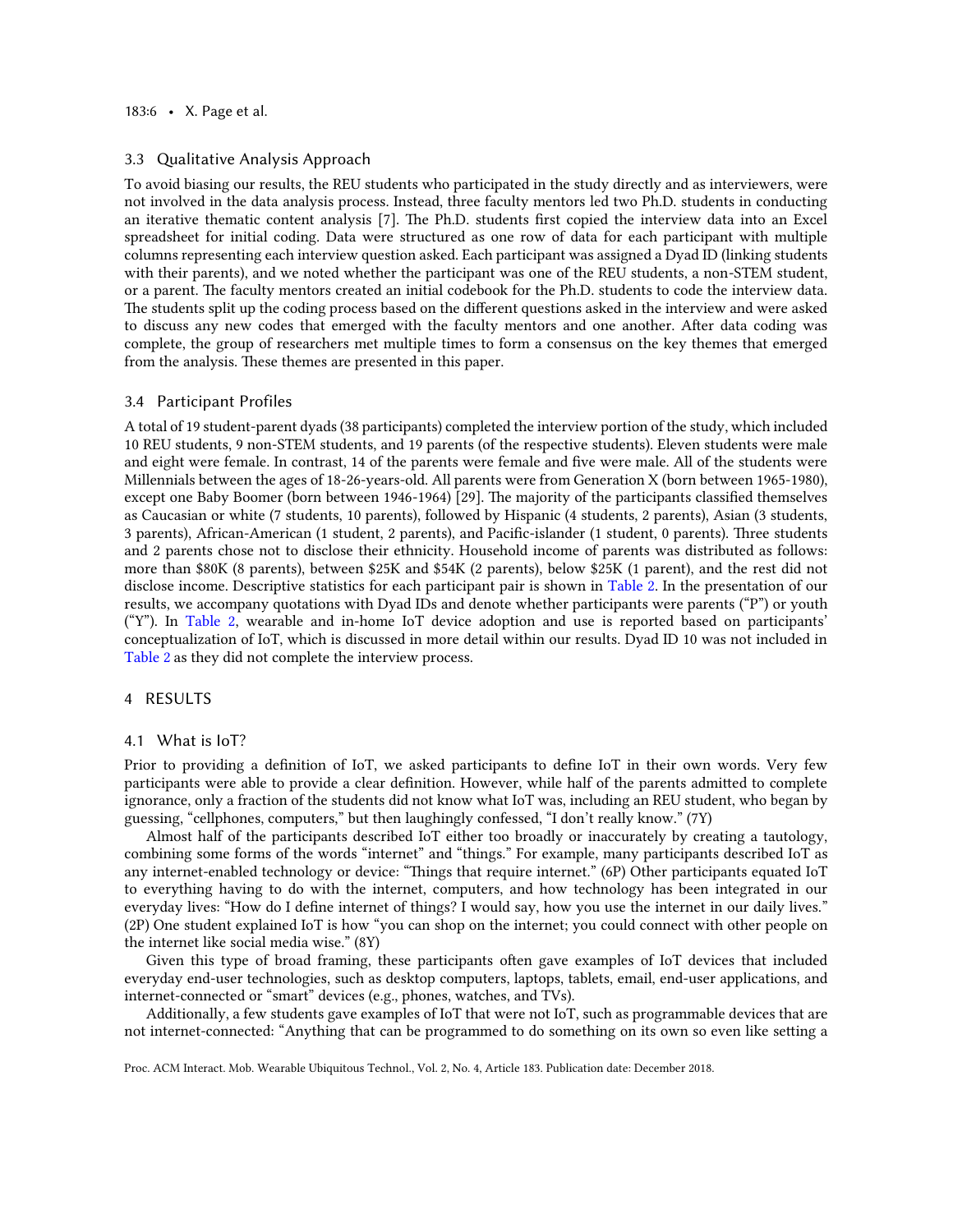### 3.3 Qualitative Analysis Approach

To avoid biasing our results, the REU students who participated in the study directly and as interviewers, were not involved in the data analysis process. Instead, three faculty mentors led two Ph.D. students in conducting an iterative thematic content analysis [7]. The Ph.D. students first copied the interview data into an Excel spreadsheet for initial coding. Data were structured as one row of data for each participant with multiple columns representing each interview question asked. Each participant was assigned a Dyad ID (linking students with their parents), and we noted whether the participant was one of the REU students, a non-STEM student, or a parent. The faculty mentors created an initial codebook for the Ph.D. students to code the interview data. The students split up the coding process based on the different questions asked in the interview and were asked to discuss any new codes that emerged with the faculty mentors and one another. After data coding was complete, the group of researchers met multiple times to form a consensus on the key themes that emerged from the analysis. These themes are presented in this paper.

### 3.4 Participant Profiles

A total of 19 student-parent dyads (38 participants) completed the interview portion of the study, which included 10 REU students, 9 non-STEM students, and 19 parents (of the respective students). Eleven students were male and eight were female. In contrast, 14 of the parents were female and five were male. All of the students were Millennials between the ages of 18-26-years-old. All parents were from Generation X (born between 1965-1980), except one Baby Boomer (born between 1946-1964) [29]. The majority of the participants classified themselves as Caucasian or white (7 students, 10 parents), followed by Hispanic (4 students, 2 parents), Asian (3 students, 3 parents), African-American (1 student, 2 parents), and Pacific-islander (1 student, 0 parents). Three students and 2 parents chose not to disclose their ethnicity. Household income of parents was distributed as follows: more than $80K (8 parents), between $25K and $54K (2 parents), below $25K (1 parent), and the rest did not disclose income. Descriptive statistics for each participant pair is shown in Table 2. In the presentation of our results, we accompany quotations with Dyad IDs and denote whether participants were parents ("P") or youth ("Y"). In Table 2, wearable and in-home IoT device adoption and use is reported based on participants' conceptualization of IoT, which is discussed in more detail within our results. Dyad ID 10 was not included in Table 2 as they did not complete the interview process.

## 4 RESULTS

### 4.1 What is IoT?

Prior to providing a definition of IoT, we asked participants to define IoT in their own words. Very few participants were able to provide a clear definition. However, while half of the parents admitted to complete ignorance, only a fraction of the students did not know what IoT was, including an REU student, who began by guessing, "cellphones, computers," but then laughingly confessed, "I don't really know." (7Y)

Almost half of the participants described IoT either too broadly or inaccurately by creating a tautology, combining some forms of the words "internet" and "things." For example, many participants described IoT as any internet-enabled technology or device: "Things that require internet." (6P) Other participants equated IoT to everything having to do with the internet, computers, and how technology has been integrated in our everyday lives: "How do I define internet of things? I would say, how you use the internet in our daily lives." (2P) One student explained IoT is how "you can shop on the internet; you could connect with other people on the internet like social media wise." (8Y)

Given this type of broad framing, these participants often gave examples of IoT devices that included everyday end-user technologies, such as desktop computers, laptops, tablets, email, end-user applications, and internet-connected or "smart" devices (e.g., phones, watches, and TVs).

Additionally, a few students gave examples of IoT that were not IoT, such as programmable devices that are not internet-connected: "Anything that can be programmed to do something on its own so even like setting a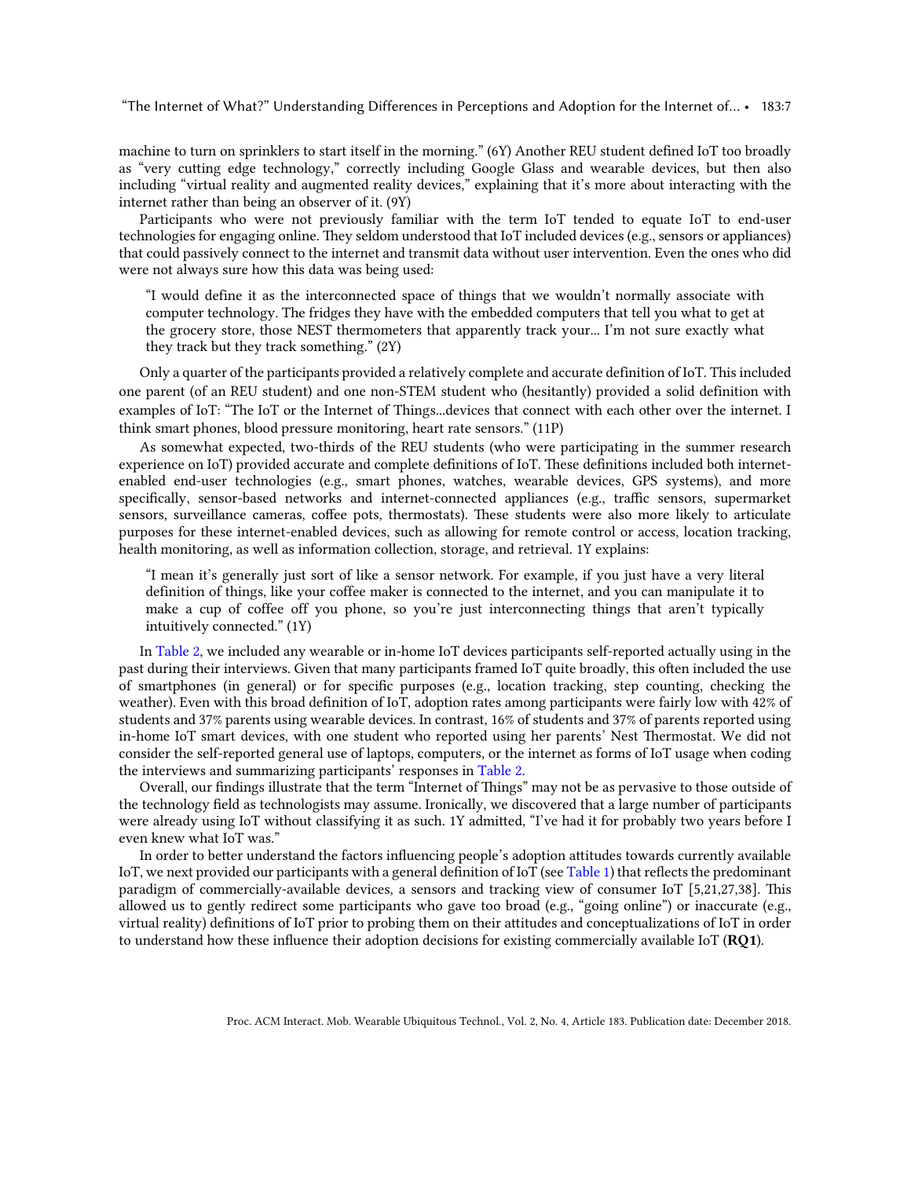machine to turn on sprinklers to start itself in the morning." (6Y) Another REU student defined IoT too broadly as "very cutting edge technology," correctly including Google Glass and wearable devices, but then also including "virtual reality and augmented reality devices," explaining that it's more about interacting with the internet rather than being an observer of it. (9Y)

Participants who were not previously familiar with the term IoT tended to equate IoT to end-user technologies for engaging online. They seldom understood that IoT included devices (e.g., sensors or appliances) that could passively connect to the internet and transmit data without user intervention. Even the ones who did were not always sure how this data was being used:

> "I would define it as the interconnected space of things that we wouldn't normally associate with computer technology. The fridges they have with the embedded computers that tell you what to get at the grocery store, those NEST thermometers that apparently track your... I'm not sure exactly what they track but they track something." (2Y)

Only a quarter of the participants provided a relatively complete and accurate definition of IoT. This included one parent (of an REU student) and one non-STEM student who (hesitantly) provided a solid definition with examples of IoT: "The IoT or the Internet of Things...devices that connect with each other over the internet. I think smart phones, blood pressure monitoring, heart rate sensors." (11P)

As somewhat expected, two-thirds of the REU students (who were participating in the summer research experience on IoT) provided accurate and complete definitions of IoT. These definitions included both internet-enabled end-user technologies (e.g., smart phones, watches, wearable devices, GPS systems), and more specifically, sensor-based networks and internet-connected appliances (e.g., traffic sensors, supermarket sensors, surveillance cameras, coffee pots, thermostats). These students were also more likely to articulate purposes for these internet-enabled devices, such as allowing for remote control or access, location tracking, health monitoring, as well as information collection, storage, and retrieval. 1Y explains:

> "I mean it's generally just sort of like a sensor network. For example, if you just have a very literal definition of things, like your coffee maker is connected to the internet, and you can manipulate it to make a cup of coffee off you phone, so you're just interconnecting things that aren't typically intuitively connected." (1Y)

In Table 2, we included any wearable or in-home IoT devices participants self-reported actually using in the past during their interviews. Given that many participants framed IoT quite broadly, this often included the use of smartphones (in general) or for specific purposes (e.g., location tracking, step counting, checking the weather). Even with this broad definition of IoT, adoption rates among participants were fairly low with 42% of students and 37% parents using wearable devices. In contrast, 16% of students and 37% of parents reported using in-home IoT smart devices, with one student who reported using her parents' Nest Thermostat. We did not consider the self-reported general use of laptops, computers, or the internet as forms of IoT usage when coding the interviews and summarizing participants' responses in Table 2.

Overall, our findings illustrate that the term "Internet of Things" may not be as pervasive to those outside of the technology field as technologists may assume. Ironically, we discovered that a large number of participants were already using IoT without classifying it as such. 1Y admitted, "I've had it for probably two years before I even knew what IoT was."

In order to better understand the factors influencing people's adoption attitudes towards currently available IoT, we next provided our participants with a general definition of IoT (see Table 1) that reflects the predominant paradigm of commercially-available devices, a sensors and tracking view of consumer IoT [5,21,27,38]. This allowed us to gently redirect some participants who gave too broad (e.g., "going online") or inaccurate (e.g., virtual reality) definitions of IoT prior to probing them on their attitudes and conceptualizations of IoT in order to understand how these influence their adoption decisions for existing commercially available IoT (**RQ1**).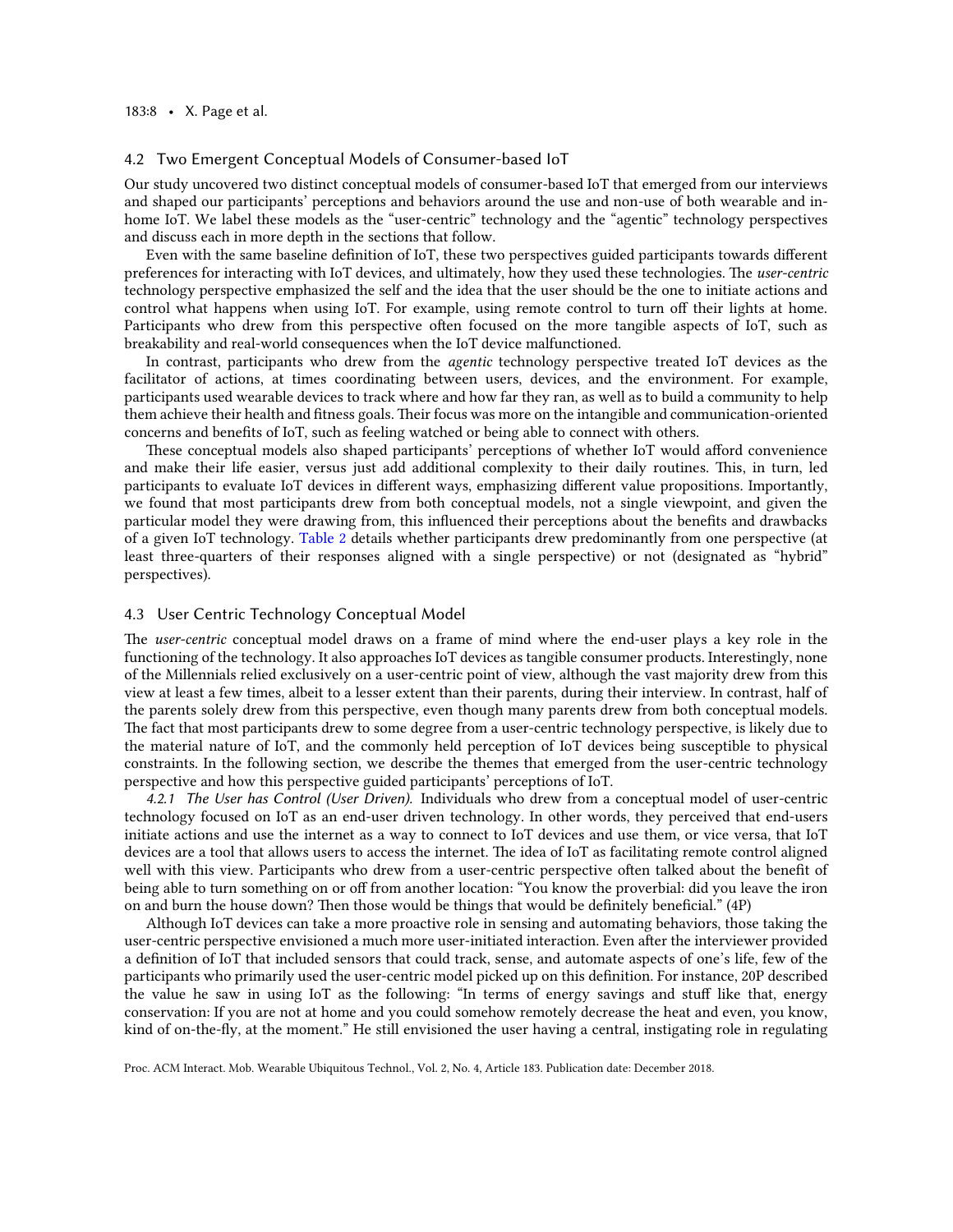### 4.2 Two Emergent Conceptual Models of Consumer-based IoT

Our study uncovered two distinct conceptual models of consumer-based IoT that emerged from our interviews and shaped our participants' perceptions and behaviors around the use and non-use of both wearable and in-home IoT. We label these models as the "user-centric" technology and the "agentic" technology perspectives and discuss each in more depth in the sections that follow.

Even with the same baseline definition of IoT, these two perspectives guided participants towards different preferences for interacting with IoT devices, and ultimately, how they used these technologies. The *user-centric* technology perspective emphasized the self and the idea that the user should be the one to initiate actions and control what happens when using IoT. For example, using remote control to turn off their lights at home. Participants who drew from this perspective often focused on the more tangible aspects of IoT, such as breakability and real-world consequences when the IoT device malfunctioned.

In contrast, participants who drew from the *agentic* technology perspective treated IoT devices as the facilitator of actions, at times coordinating between users, devices, and the environment. For example, participants used wearable devices to track where and how far they ran, as well as to build a community to help them achieve their health and fitness goals. Their focus was more on the intangible and communication-oriented concerns and benefits of IoT, such as feeling watched or being able to connect with others.

These conceptual models also shaped participants' perceptions of whether IoT would afford convenience and make their life easier, versus just add additional complexity to their daily routines. This, in turn, led participants to evaluate IoT devices in different ways, emphasizing different value propositions. Importantly, we found that most participants drew from both conceptual models, not a single viewpoint, and given the particular model they were drawing from, this influenced their perceptions about the benefits and drawbacks of a given IoT technology. Table 2 details whether participants drew predominantly from one perspective (at least three-quarters of their responses aligned with a single perspective) or not (designated as "hybrid" perspectives).

### 4.3 User Centric Technology Conceptual Model

The *user-centric* conceptual model draws on a frame of mind where the end-user plays a key role in the functioning of the technology. It also approaches IoT devices as tangible consumer products. Interestingly, none of the Millennials relied exclusively on a user-centric point of view, although the vast majority drew from this view at least a few times, albeit to a lesser extent than their parents, during their interview. In contrast, half of the parents solely drew from this perspective, even though many parents drew from both conceptual models. The fact that most participants drew to some degree from a user-centric technology perspective, is likely due to the material nature of IoT, and the commonly held perception of IoT devices being susceptible to physical constraints. In the following section, we describe the themes that emerged from the user-centric technology perspective and how this perspective guided participants' perceptions of IoT.

*4.2.1 The User has Control (User Driven).* Individuals who drew from a conceptual model of user-centric technology focused on IoT as an end-user driven technology. In other words, they perceived that end-users initiate actions and use the internet as a way to connect to IoT devices and use them, or vice versa, that IoT devices are a tool that allows users to access the internet. The idea of IoT as facilitating remote control aligned well with this view. Participants who drew from a user-centric perspective often talked about the benefit of being able to turn something on or off from another location: "You know the proverbial: did you leave the iron on and burn the house down? Then those would be things that would be definitely beneficial." (4P)

Although IoT devices can take a more proactive role in sensing and automating behaviors, those taking the user-centric perspective envisioned a much more user-initiated interaction. Even after the interviewer provided a definition of IoT that included sensors that could track, sense, and automate aspects of one's life, few of the participants who primarily used the user-centric model picked up on this definition. For instance, 20P described the value he saw in using IoT as the following: "In terms of energy savings and stuff like that, energy conservation: If you are not at home and you could somehow remotely decrease the heat and even, you know, kind of on-the-fly, at the moment." He still envisioned the user having a central, instigating role in regulating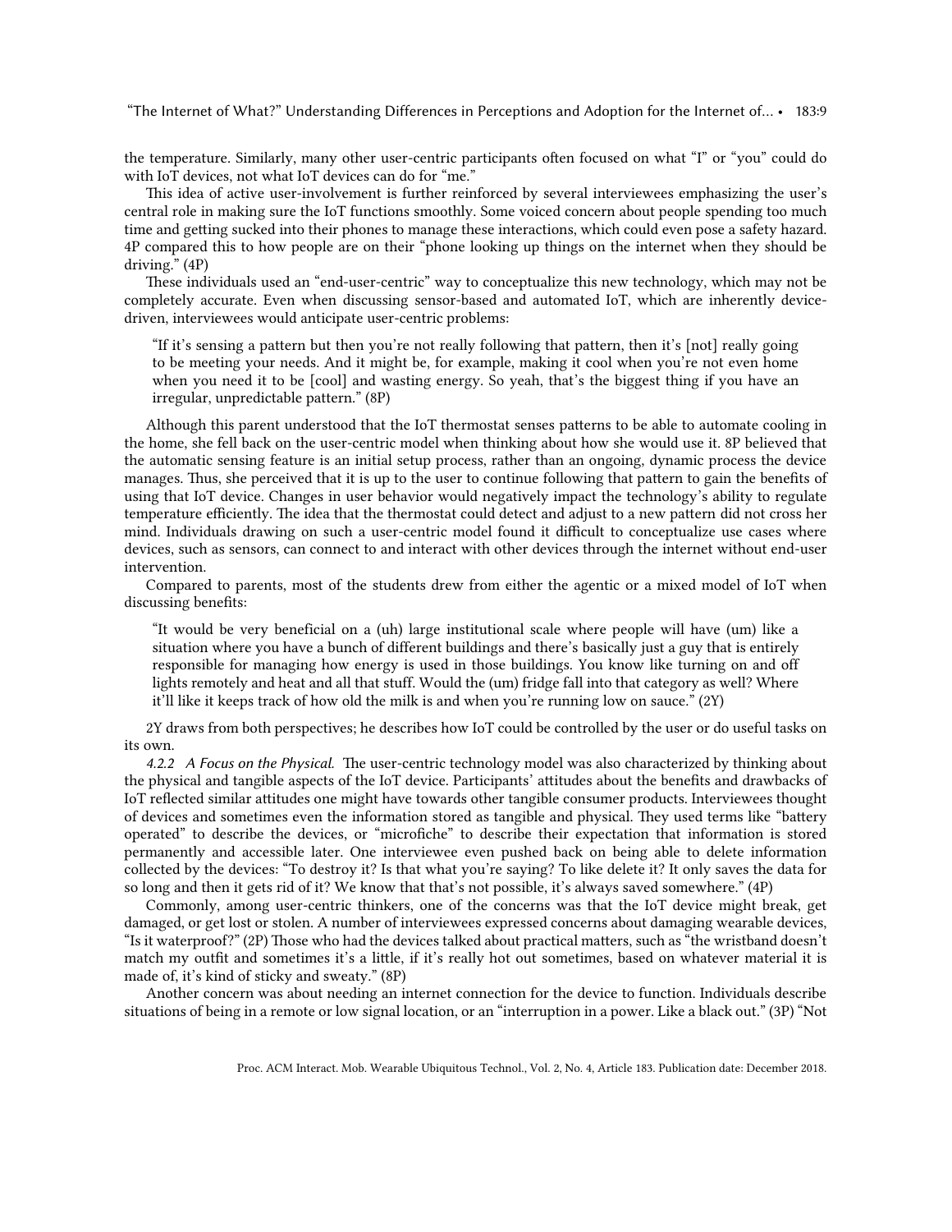the temperature. Similarly, many other user-centric participants often focused on what "I" or "you" could do with IoT devices, not what IoT devices can do for "me."

This idea of active user-involvement is further reinforced by several interviewees emphasizing the user's central role in making sure the IoT functions smoothly. Some voiced concern about people spending too much time and getting sucked into their phones to manage these interactions, which could even pose a safety hazard. 4P compared this to how people are on their "phone looking up things on the internet when they should be driving." (4P)

These individuals used an "end-user-centric" way to conceptualize this new technology, which may not be completely accurate. Even when discussing sensor-based and automated IoT, which are inherently device-driven, interviewees would anticipate user-centric problems:

> "If it's sensing a pattern but then you're not really following that pattern, then it's [not] really going to be meeting your needs. And it might be, for example, making it cool when you're not even home when you need it to be [cool] and wasting energy. So yeah, that's the biggest thing if you have an irregular, unpredictable pattern." (8P)

Although this parent understood that the IoT thermostat senses patterns to be able to automate cooling in the home, she fell back on the user-centric model when thinking about how she would use it. 8P believed that the automatic sensing feature is an initial setup process, rather than an ongoing, dynamic process the device manages. Thus, she perceived that it is up to the user to continue following that pattern to gain the benefits of using that IoT device. Changes in user behavior would negatively impact the technology's ability to regulate temperature efficiently. The idea that the thermostat could detect and adjust to a new pattern did not cross her mind. Individuals drawing on such a user-centric model found it difficult to conceptualize use cases where devices, such as sensors, can connect to and interact with other devices through the internet without end-user intervention.

Compared to parents, most of the students drew from either the agentic or a mixed model of IoT when discussing benefits:

> "It would be very beneficial on a (uh) large institutional scale where people will have (um) like a situation where you have a bunch of different buildings and there's basically just a guy that is entirely responsible for managing how energy is used in those buildings. You know like turning on and off lights remotely and heat and all that stuff. Would the (um) fridge fall into that category as well? Where it'll like it keeps track of how old the milk is and when you're running low on sauce." (2Y)

2Y draws from both perspectives; he describes how IoT could be controlled by the user or do useful tasks on its own.

*4.2.2 A Focus on the Physical.* The user-centric technology model was also characterized by thinking about the physical and tangible aspects of the IoT device. Participants' attitudes about the benefits and drawbacks of IoT reflected similar attitudes one might have towards other tangible consumer products. Interviewees thought of devices and sometimes even the information stored as tangible and physical. They used terms like "battery operated" to describe the devices, or "microfiche" to describe their expectation that information is stored permanently and accessible later. One interviewee even pushed back on being able to delete information collected by the devices: "To destroy it? Is that what you're saying? To like delete it? It only saves the data for so long and then it gets rid of it? We know that that's not possible, it's always saved somewhere." (4P)

Commonly, among user-centric thinkers, one of the concerns was that the IoT device might break, get damaged, or get lost or stolen. A number of interviewees expressed concerns about damaging wearable devices, "Is it waterproof?" (2P) Those who had the devices talked about practical matters, such as "the wristband doesn't match my outfit and sometimes it's a little, if it's really hot out sometimes, based on whatever material it is made of, it's kind of sticky and sweaty." (8P)

Another concern was about needing an internet connection for the device to function. Individuals describe situations of being in a remote or low signal location, or an "interruption in a power. Like a black out." (3P) "Not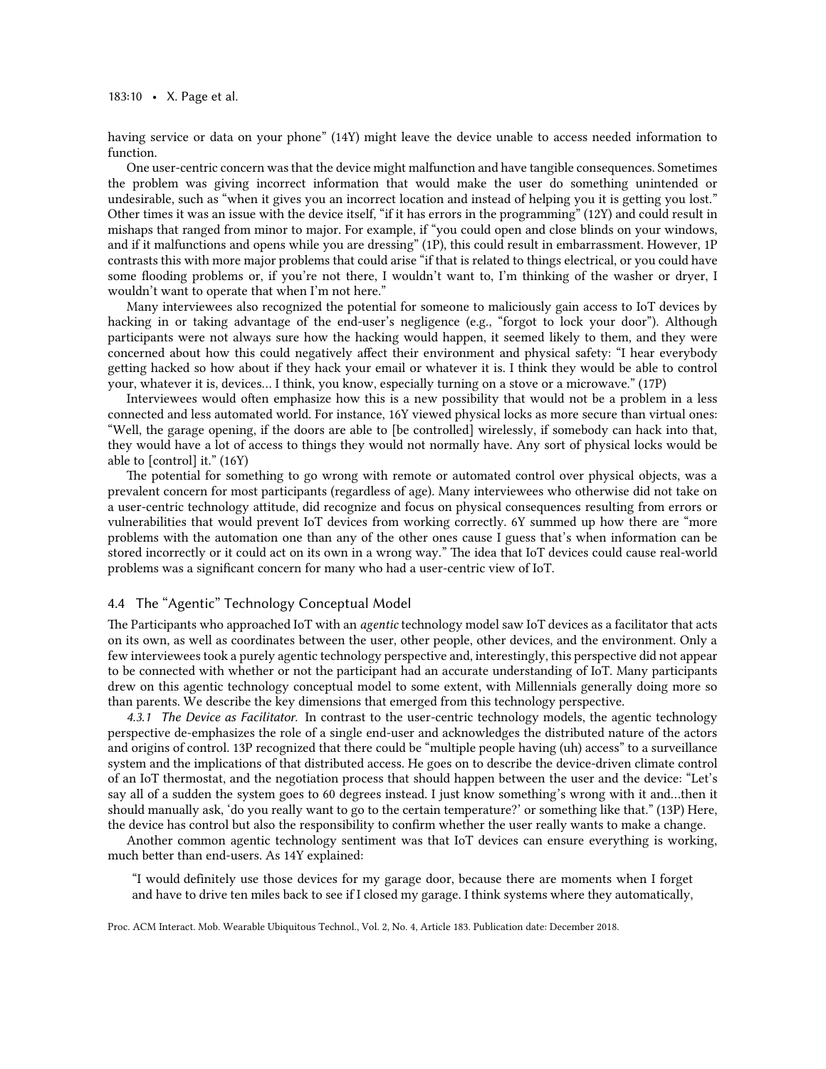having service or data on your phone" (14Y) might leave the device unable to access needed information to function.

One user-centric concern was that the device might malfunction and have tangible consequences. Sometimes the problem was giving incorrect information that would make the user do something unintended or undesirable, such as "when it gives you an incorrect location and instead of helping you it is getting you lost." Other times it was an issue with the device itself, "if it has errors in the programming" (12Y) and could result in mishaps that ranged from minor to major. For example, if "you could open and close blinds on your windows, and if it malfunctions and opens while you are dressing" (1P), this could result in embarrassment. However, 1P contrasts this with more major problems that could arise "if that is related to things electrical, or you could have some flooding problems or, if you're not there, I wouldn't want to, I'm thinking of the washer or dryer, I wouldn't want to operate that when I'm not here."

Many interviewees also recognized the potential for someone to maliciously gain access to IoT devices by hacking in or taking advantage of the end-user's negligence (e.g., "forgot to lock your door"). Although participants were not always sure how the hacking would happen, it seemed likely to them, and they were concerned about how this could negatively affect their environment and physical safety: "I hear everybody getting hacked so how about if they hack your email or whatever it is. I think they would be able to control your, whatever it is, devices... I think, you know, especially turning on a stove or a microwave." (17P)

Interviewees would often emphasize how this is a new possibility that would not be a problem in a less connected and less automated world. For instance, 16Y viewed physical locks as more secure than virtual ones: "Well, the garage opening, if the doors are able to [be controlled] wirelessly, if somebody can hack into that, they would have a lot of access to things they would not normally have. Any sort of physical locks would be able to [control] it." (16Y)

The potential for something to go wrong with remote or automated control over physical objects, was a prevalent concern for most participants (regardless of age). Many interviewees who otherwise did not take on a user-centric technology attitude, did recognize and focus on physical consequences resulting from errors or vulnerabilities that would prevent IoT devices from working correctly. 6Y summed up how there are "more problems with the automation one than any of the other ones cause I guess that's when information can be stored incorrectly or it could act on its own in a wrong way." The idea that IoT devices could cause real-world problems was a significant concern for many who had a user-centric view of IoT.

## 4.4 The "Agentic" Technology Conceptual Model

The Participants who approached IoT with an *agentic* technology model saw IoT devices as a facilitator that acts on its own, as well as coordinates between the user, other people, other devices, and the environment. Only a few interviewees took a purely agentic technology perspective and, interestingly, this perspective did not appear to be connected with whether or not the participant had an accurate understanding of IoT. Many participants drew on this agentic technology conceptual model to some extent, with Millennials generally doing more so than parents. We describe the key dimensions that emerged from this technology perspective.

*4.3.1 The Device as Facilitator.* In contrast to the user-centric technology models, the agentic technology perspective de-emphasizes the role of a single end-user and acknowledges the distributed nature of the actors and origins of control. 13P recognized that there could be "multiple people having (uh) access" to a surveillance system and the implications of that distributed access. He goes on to describe the device-driven climate control of an IoT thermostat, and the negotiation process that should happen between the user and the device: "Let's say all of a sudden the system goes to 60 degrees instead. I just know something's wrong with it and...then it should manually ask, 'do you really want to go to the certain temperature?' or something like that." (13P) Here, the device has control but also the responsibility to confirm whether the user really wants to make a change.

Another common agentic technology sentiment was that IoT devices can ensure everything is working, much better than end-users. As 14Y explained:

> "I would definitely use those devices for my garage door, because there are moments when I forget and have to drive ten miles back to see if I closed my garage. I think systems where they automatically,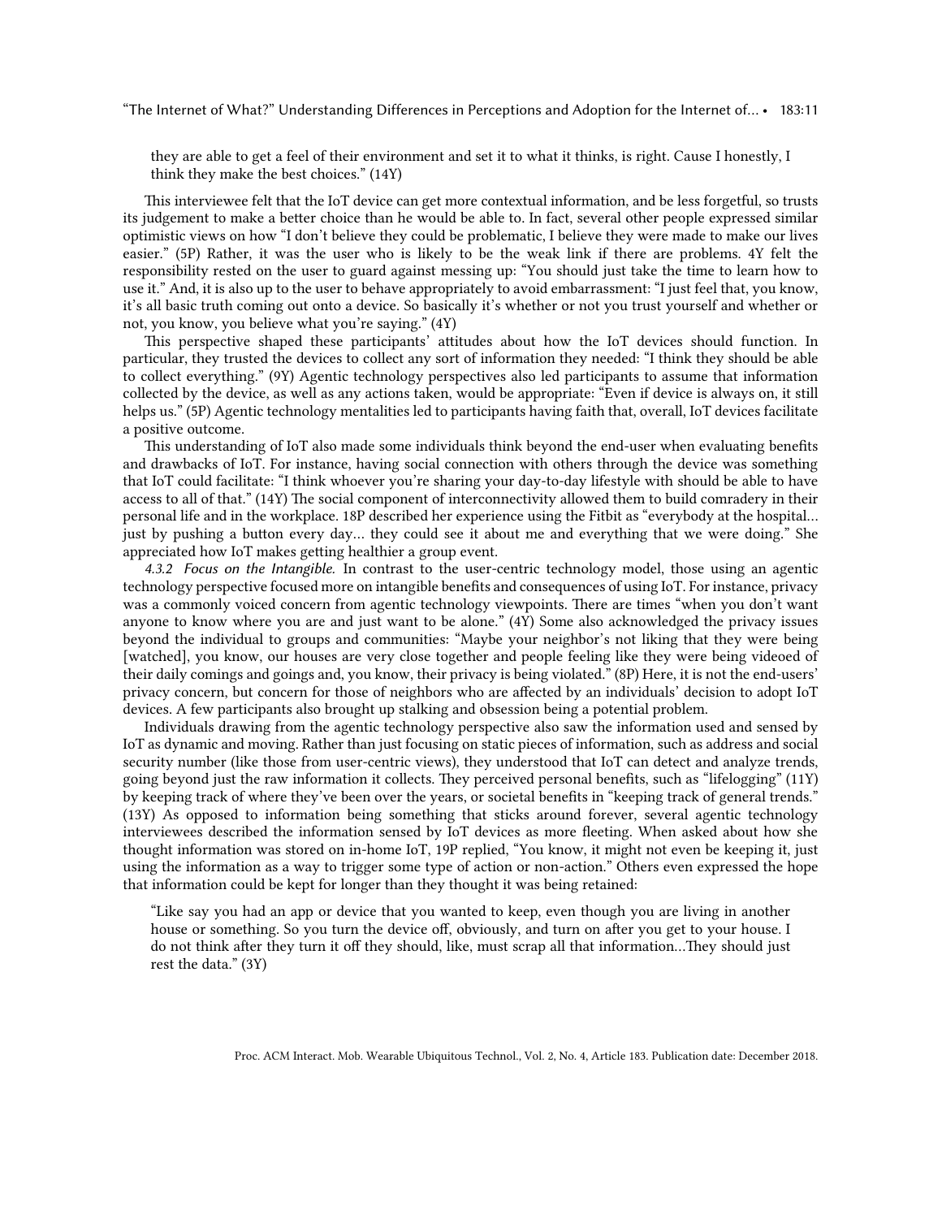> they are able to get a feel of their environment and set it to what it thinks, is right. Cause I honestly, I think they make the best choices." (14Y)

This interviewee felt that the IoT device can get more contextual information, and be less forgetful, so trusts its judgement to make a better choice than he would be able to. In fact, several other people expressed similar optimistic views on how "I don't believe they could be problematic, I believe they were made to make our lives easier." (5P) Rather, it was the user who is likely to be the weak link if there are problems. 4Y felt the responsibility rested on the user to guard against messing up: "You should just take the time to learn how to use it." And, it is also up to the user to behave appropriately to avoid embarrassment: "I just feel that, you know, it's all basic truth coming out onto a device. So basically it's whether or not you trust yourself and whether or not, you know, you believe what you're saying." (4Y)

This perspective shaped these participants' attitudes about how the IoT devices should function. In particular, they trusted the devices to collect any sort of information they needed: "I think they should be able to collect everything." (9Y) Agentic technology perspectives also led participants to assume that information collected by the device, as well as any actions taken, would be appropriate: "Even if device is always on, it still helps us." (5P) Agentic technology mentalities led to participants having faith that, overall, IoT devices facilitate a positive outcome.

This understanding of IoT also made some individuals think beyond the end-user when evaluating benefits and drawbacks of IoT. For instance, having social connection with others through the device was something that IoT could facilitate: "I think whoever you're sharing your day-to-day lifestyle with should be able to have access to all of that." (14Y) The social component of interconnectivity allowed them to build comradery in their personal life and in the workplace. 18P described her experience using the Fitbit as "everybody at the hospital... just by pushing a button every day... they could see it about me and everything that we were doing." She appreciated how IoT makes getting healthier a group event.

*4.3.2 Focus on the Intangible.* In contrast to the user-centric technology model, those using an agentic technology perspective focused more on intangible benefits and consequences of using IoT. For instance, privacy was a commonly voiced concern from agentic technology viewpoints. There are times "when you don't want anyone to know where you are and just want to be alone." (4Y) Some also acknowledged the privacy issues beyond the individual to groups and communities: "Maybe your neighbor's not liking that they were being [watched], you know, our houses are very close together and people feeling like they were being videoed of their daily comings and goings and, you know, their privacy is being violated." (8P) Here, it is not the end-users' privacy concern, but concern for those of neighbors who are affected by an individuals' decision to adopt IoT devices. A few participants also brought up stalking and obsession being a potential problem.

Individuals drawing from the agentic technology perspective also saw the information used and sensed by IoT as dynamic and moving. Rather than just focusing on static pieces of information, such as address and social security number (like those from user-centric views), they understood that IoT can detect and analyze trends, going beyond just the raw information it collects. They perceived personal benefits, such as "lifelogging" (11Y) by keeping track of where they've been over the years, or societal benefits in "keeping track of general trends." (13Y) As opposed to information being something that sticks around forever, several agentic technology interviewees described the information sensed by IoT devices as more fleeting. When asked about how she thought information was stored on in-home IoT, 19P replied, "You know, it might not even be keeping it, just using the information as a way to trigger some type of action or non-action." Others even expressed the hope that information could be kept for longer than they thought it was being retained:

> "Like say you had an app or device that you wanted to keep, even though you are living in another house or something. So you turn the device off, obviously, and turn on after you get to your house. I do not think after they turn it off they should, like, must scrap all that information...They should just rest the data." (3Y)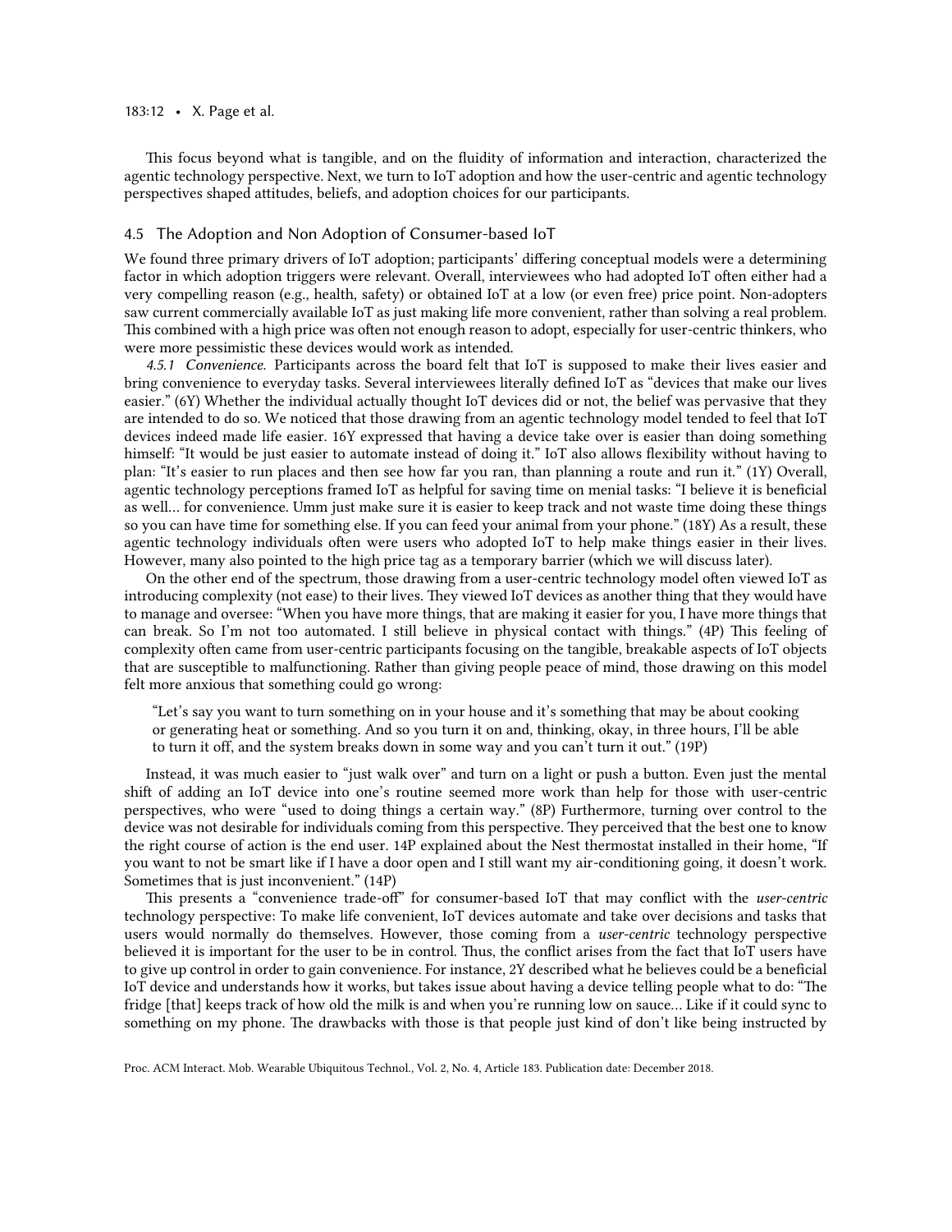This focus beyond what is tangible, and on the fluidity of information and interaction, characterized the agentic technology perspective. Next, we turn to IoT adoption and how the user-centric and agentic technology perspectives shaped attitudes, beliefs, and adoption choices for our participants.

## 4.5 The Adoption and Non Adoption of Consumer-based IoT

We found three primary drivers of IoT adoption; participants' differing conceptual models were a determining factor in which adoption triggers were relevant. Overall, interviewees who had adopted IoT often either had a very compelling reason (e.g., health, safety) or obtained IoT at a low (or even free) price point. Non-adopters saw current commercially available IoT as just making life more convenient, rather than solving a real problem. This combined with a high price was often not enough reason to adopt, especially for user-centric thinkers, who were more pessimistic these devices would work as intended.

*4.5.1 Convenience.* Participants across the board felt that IoT is supposed to make their lives easier and bring convenience to everyday tasks. Several interviewees literally defined IoT as "devices that make our lives easier." (6Y) Whether the individual actually thought IoT devices did or not, the belief was pervasive that they are intended to do so. We noticed that those drawing from an agentic technology model tended to feel that IoT devices indeed made life easier. 16Y expressed that having a device take over is easier than doing something himself: "It would be just easier to automate instead of doing it." IoT also allows flexibility without having to plan: "It's easier to run places and then see how far you ran, than planning a route and run it." (1Y) Overall, agentic technology perceptions framed IoT as helpful for saving time on menial tasks: "I believe it is beneficial as well… for convenience. Umm just make sure it is easier to keep track and not waste time doing these things so you can have time for something else. If you can feed your animal from your phone." (18Y) As a result, these agentic technology individuals often were users who adopted IoT to help make things easier in their lives. However, many also pointed to the high price tag as a temporary barrier (which we will discuss later).

On the other end of the spectrum, those drawing from a user-centric technology model often viewed IoT as introducing complexity (not ease) to their lives. They viewed IoT devices as another thing that they would have to manage and oversee: "When you have more things, that are making it easier for you, I have more things that can break. So I'm not too automated. I still believe in physical contact with things." (4P) This feeling of complexity often came from user-centric participants focusing on the tangible, breakable aspects of IoT objects that are susceptible to malfunctioning. Rather than giving people peace of mind, those drawing on this model felt more anxious that something could go wrong:

> "Let's say you want to turn something on in your house and it's something that may be about cooking or generating heat or something. And so you turn it on and, thinking, okay, in three hours, I'll be able to turn it off, and the system breaks down in some way and you can't turn it out." (19P)

Instead, it was much easier to "just walk over" and turn on a light or push a button. Even just the mental shift of adding an IoT device into one's routine seemed more work than help for those with user-centric perspectives, who were "used to doing things a certain way." (8P) Furthermore, turning over control to the device was not desirable for individuals coming from this perspective. They perceived that the best one to know the right course of action is the end user. 14P explained about the Nest thermostat installed in their home, "If you want to not be smart like if I have a door open and I still want my air-conditioning going, it doesn't work. Sometimes that is just inconvenient." (14P)

This presents a "convenience trade-off" for consumer-based IoT that may conflict with the *user-centric* technology perspective: To make life convenient, IoT devices automate and take over decisions and tasks that users would normally do themselves. However, those coming from a *user-centric* technology perspective believed it is important for the user to be in control. Thus, the conflict arises from the fact that IoT users have to give up control in order to gain convenience. For instance, 2Y described what he believes could be a beneficial IoT device and understands how it works, but takes issue about having a device telling people what to do: "The fridge [that] keeps track of how old the milk is and when you're running low on sauce… Like if it could sync to something on my phone. The drawbacks with those is that people just kind of don't like being instructed by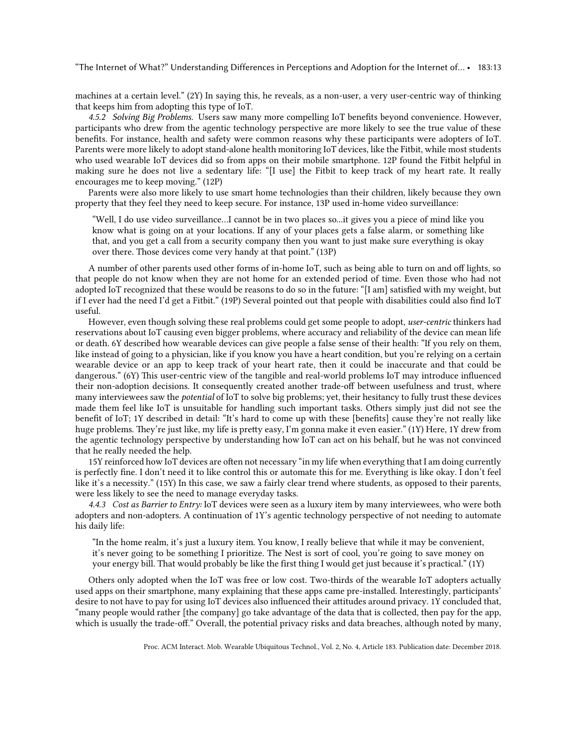machines at a certain level." (2Y) In saying this, he reveals, as a non-user, a very user-centric way of thinking that keeps him from adopting this type of IoT.

#### 4.5.2 Solving Big Problems.

Users saw many more compelling IoT benefits beyond convenience. However, participants who drew from the agentic technology perspective are more likely to see the true value of these benefits. For instance, health and safety were common reasons why these participants were adopters of IoT. Parents were more likely to adopt stand-alone health monitoring IoT devices, like the Fitbit, while most students who used wearable IoT devices did so from apps on their mobile smartphone. 12P found the Fitbit helpful in making sure he does not live a sedentary life: "[I use] the Fitbit to keep track of my heart rate. It really encourages me to keep moving." (12P)

Parents were also more likely to use smart home technologies than their children, likely because they own property that they feel they need to keep secure. For instance, 13P used in-home video surveillance:

> "Well, I do use video surveillance…I cannot be in two places so…it gives you a piece of mind like you know what is going on at your locations. If any of your places gets a false alarm, or something like that, and you get a call from a security company then you want to just make sure everything is okay over there. Those devices come very handy at that point." (13P)

A number of other parents used other forms of in-home IoT, such as being able to turn on and off lights, so that people do not know when they are not home for an extended period of time. Even those who had not adopted IoT recognized that these would be reasons to do so in the future: "[I am] satisfied with my weight, but if I ever had the need I'd get a Fitbit." (19P) Several pointed out that people with disabilities could also find IoT useful.

However, even though solving these real problems could get some people to adopt, *user-centric* thinkers had reservations about IoT causing even bigger problems, where accuracy and reliability of the device can mean life or death. 6Y described how wearable devices can give people a false sense of their health: "If you rely on them, like instead of going to a physician, like if you know you have a heart condition, but you're relying on a certain wearable device or an app to keep track of your heart rate, then it could be inaccurate and that could be dangerous." (6Y) This user-centric view of the tangible and real-world problems IoT may introduce influenced their non-adoption decisions. It consequently created another trade-off between usefulness and trust, where many interviewees saw the *potential* of IoT to solve big problems; yet, their hesitancy to fully trust these devices made them feel like IoT is unsuitable for handling such important tasks. Others simply just did not see the benefit of IoT; 1Y described in detail: "It's hard to come up with these [benefits] cause they're not really like huge problems. They're just like, my life is pretty easy, I'm gonna make it even easier." (1Y) Here, 1Y drew from the agentic technology perspective by understanding how IoT can act on his behalf, but he was not convinced that he really needed the help.

15Y reinforced how IoT devices are often not necessary "in my life when everything that I am doing currently is perfectly fine. I don't need it to like control this or automate this for me. Everything is like okay. I don't feel like it's a necessity." (15Y) In this case, we saw a fairly clear trend where students, as opposed to their parents, were less likely to see the need to manage everyday tasks.

#### 4.4.3 Cost as Barrier to Entry:

IoT devices were seen as a luxury item by many interviewees, who were both adopters and non-adopters. A continuation of 1Y's agentic technology perspective of not needing to automate his daily life:

> "In the home realm, it's just a luxury item. You know, I really believe that while it may be convenient, it's never going to be something I prioritize. The Nest is sort of cool, you're going to save money on your energy bill. That would be probably be like the first thing I would get just because it's practical." (1Y)

Others only adopted when the IoT was free or low cost. Two-thirds of the wearable IoT adopters actually used apps on their smartphone, many explaining that these apps came pre-installed. Interestingly, participants' desire to not have to pay for using IoT devices also influenced their attitudes around privacy. 1Y concluded that, "many people would rather [the company] go take advantage of the data that is collected, then pay for the app, which is usually the trade-off." Overall, the potential privacy risks and data breaches, although noted by many,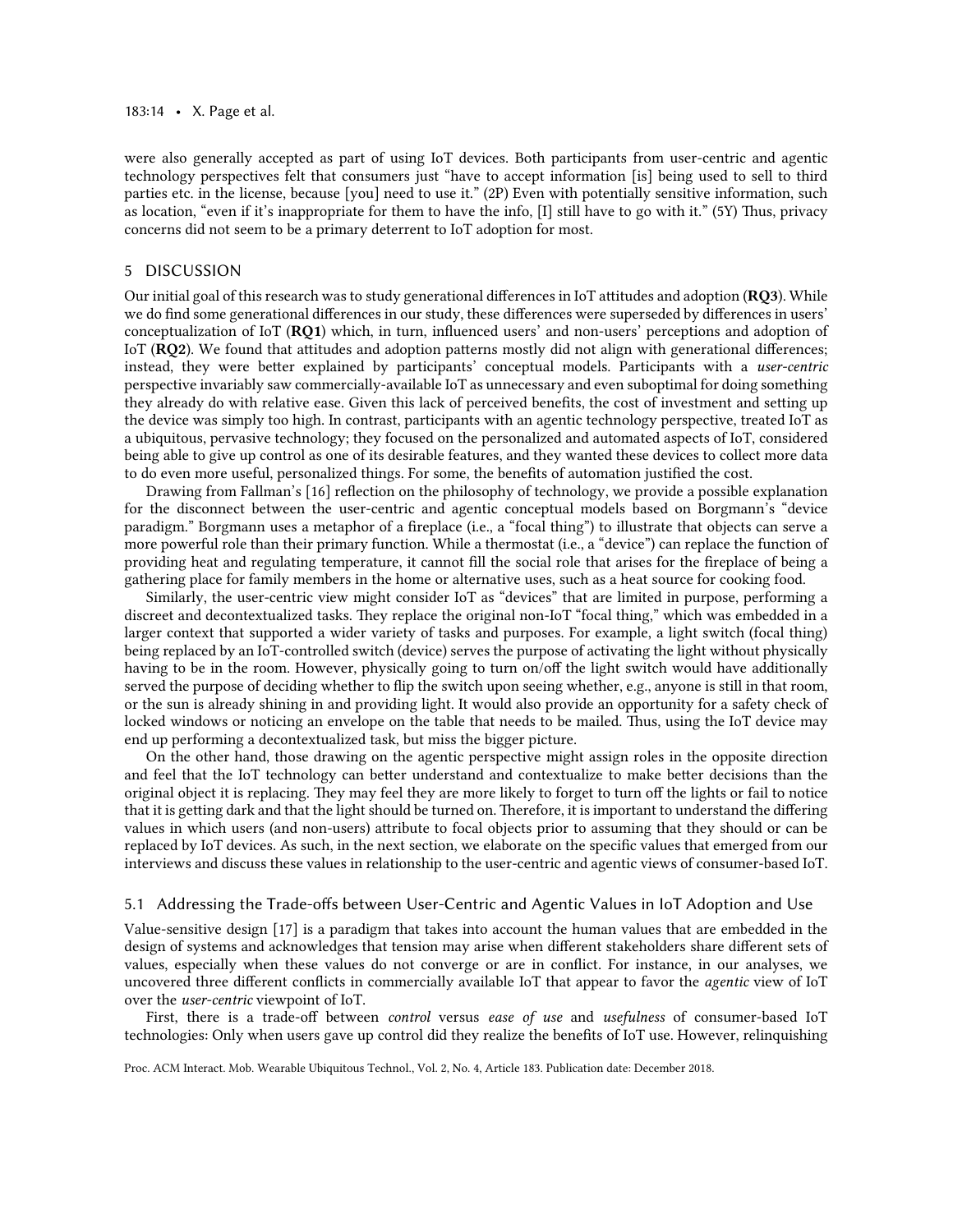were also generally accepted as part of using IoT devices. Both participants from user-centric and agentic technology perspectives felt that consumers just "have to accept information [is] being used to sell to third parties etc. in the license, because [you] need to use it." (2P) Even with potentially sensitive information, such as location, "even if it's inappropriate for them to have the info, [I] still have to go with it." (5Y) Thus, privacy concerns did not seem to be a primary deterrent to IoT adoption for most.

## 5 DISCUSSION

Our initial goal of this research was to study generational differences in IoT attitudes and adoption (**RQ3**). While we do find some generational differences in our study, these differences were superseded by differences in users' conceptualization of IoT (**RQ1**) which, in turn, influenced users' and non-users' perceptions and adoption of IoT (**RQ2**). We found that attitudes and adoption patterns mostly did not align with generational differences; instead, they were better explained by participants' conceptual models. Participants with a *user-centric* perspective invariably saw commercially-available IoT as unnecessary and even suboptimal for doing something they already do with relative ease. Given this lack of perceived benefits, the cost of investment and setting up the device was simply too high. In contrast, participants with an agentic technology perspective, treated IoT as a ubiquitous, pervasive technology; they focused on the personalized and automated aspects of IoT, considered being able to give up control as one of its desirable features, and they wanted these devices to collect more data to do even more useful, personalized things. For some, the benefits of automation justified the cost.

Drawing from Fallman's [16] reflection on the philosophy of technology, we provide a possible explanation for the disconnect between the user-centric and agentic conceptual models based on Borgmann's "device paradigm." Borgmann uses a metaphor of a fireplace (i.e., a "focal thing") to illustrate that objects can serve a more powerful role than their primary function. While a thermostat (i.e., a "device") can replace the function of providing heat and regulating temperature, it cannot fill the social role that arises for the fireplace of being a gathering place for family members in the home or alternative uses, such as a heat source for cooking food.

Similarly, the user-centric view might consider IoT as "devices" that are limited in purpose, performing a discreet and decontextualized tasks. They replace the original non-IoT "focal thing," which was embedded in a larger context that supported a wider variety of tasks and purposes. For example, a light switch (focal thing) being replaced by an IoT-controlled switch (device) serves the purpose of activating the light without physically having to be in the room. However, physically going to turn on/off the light switch would have additionally served the purpose of deciding whether to flip the switch upon seeing whether, e.g., anyone is still in that room, or the sun is already shining in and providing light. It would also provide an opportunity for a safety check of locked windows or noticing an envelope on the table that needs to be mailed. Thus, using the IoT device may end up performing a decontextualized task, but miss the bigger picture.

On the other hand, those drawing on the agentic perspective might assign roles in the opposite direction and feel that the IoT technology can better understand and contextualize to make better decisions than the original object it is replacing. They may feel they are more likely to forget to turn off the lights or fail to notice that it is getting dark and that the light should be turned on. Therefore, it is important to understand the differing values in which users (and non-users) attribute to focal objects prior to assuming that they should or can be replaced by IoT devices. As such, in the next section, we elaborate on the specific values that emerged from our interviews and discuss these values in relationship to the user-centric and agentic views of consumer-based IoT.

### 5.1 Addressing the Trade-offs between User-Centric and Agentic Values in IoT Adoption and Use

Value-sensitive design [17] is a paradigm that takes into account the human values that are embedded in the design of systems and acknowledges that tension may arise when different stakeholders share different sets of values, especially when these values do not converge or are in conflict. For instance, in our analyses, we uncovered three different conflicts in commercially available IoT that appear to favor the *agentic* view of IoT over the *user-centric* viewpoint of IoT.

First, there is a trade-off between *control* versus *ease of use* and *usefulness* of consumer-based IoT technologies: Only when users gave up control did they realize the benefits of IoT use. However, relinquishing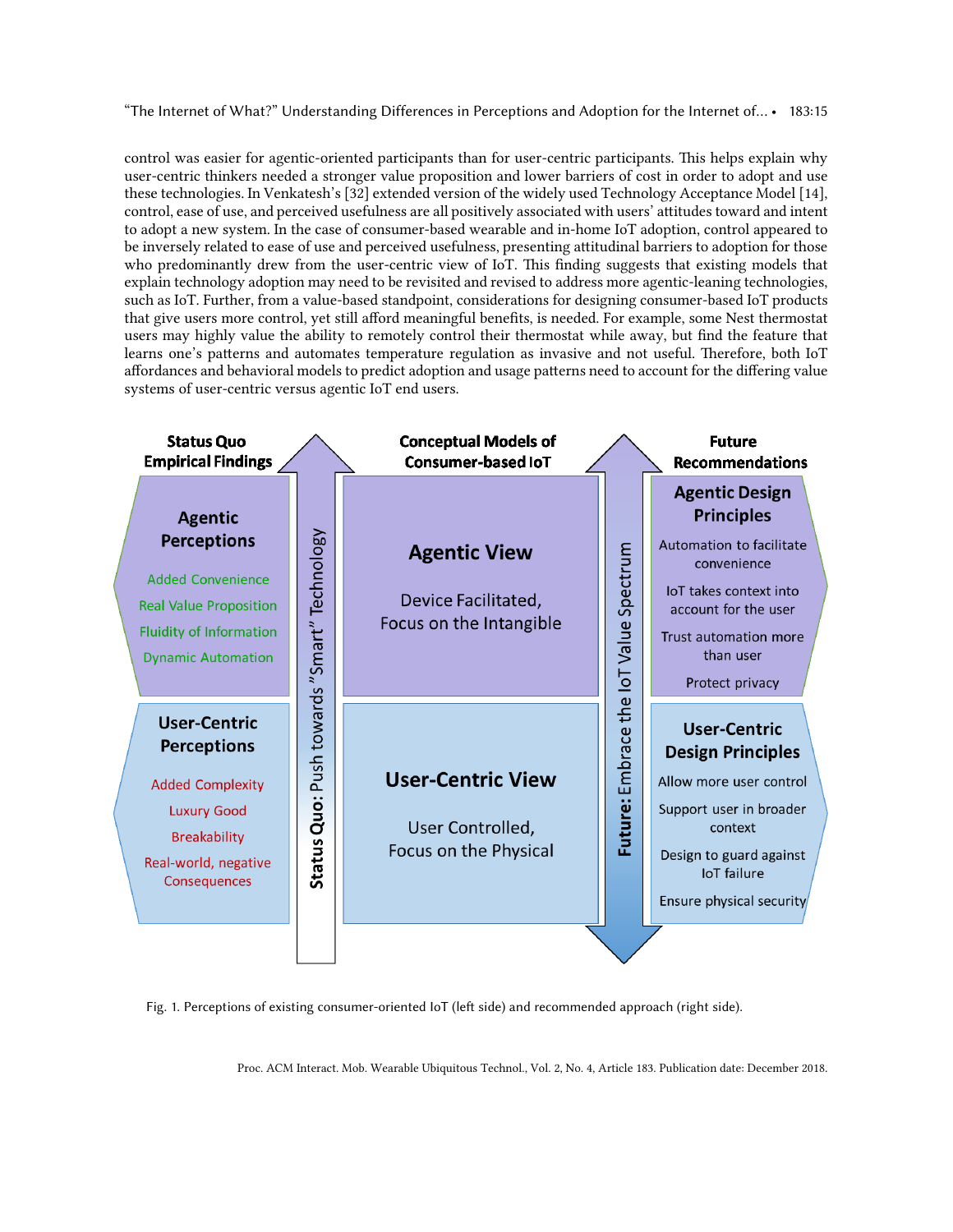control was easier for agentic-oriented participants than for user-centric participants. This helps explain why user-centric thinkers needed a stronger value proposition and lower barriers of cost in order to adopt and use these technologies. In Venkatesh's [32] extended version of the widely used Technology Acceptance Model [14], control, ease of use, and perceived usefulness are all positively associated with users' attitudes toward and intent to adopt a new system. In the case of consumer-based wearable and in-home IoT adoption, control appeared to be inversely related to ease of use and perceived usefulness, presenting attitudinal barriers to adoption for those who predominantly drew from the user-centric view of IoT. This finding suggests that existing models that explain technology adoption may need to be revisited and revised to address more agentic-leaning technologies, such as IoT. Further, from a value-based standpoint, considerations for designing consumer-based IoT products that give users more control, yet still afford meaningful benefits, is needed. For example, some Nest thermostat users may highly value the ability to remotely control their thermostat while away, but find the feature that learns one's patterns and automates temperature regulation as invasive and not useful. Therefore, both IoT affordances and behavioral models to predict adoption and usage patterns need to account for the differing value systems of user-centric versus agentic IoT end users.

| Status Quo Empirical Findings | | Conceptual Models of Consumer-based IoT | | Future Recommendations |
|---|---|---|---|---|
| **Agentic Perceptions**<br>Added Convenience<br>Real Value Proposition<br>Fluidity of Information<br>Dynamic Automation | Status Quo: Push towards "Smart" Technology | **Agentic View**<br>Device Facilitated, Focus on the Intangible | Future: Embrace the IoT Value Spectrum | **Agentic Design Principles**<br>Automation to facilitate convenience<br>IoT takes context into account for the user<br>Trust automation more than user<br>Protect privacy |
| **User-Centric Perceptions**<br>Added Complexity<br>Luxury Good<br>Breakability<br>Real-world, negative Consequences | | **User-Centric View**<br>User Controlled, Focus on the Physical | | **User-Centric Design Principles**<br>Allow more user control<br>Support user in broader context<br>Design to guard against IoT failure<br>Ensure physical security |

Fig. 1. Perceptions of existing consumer-oriented IoT (left side) and recommended approach (right side).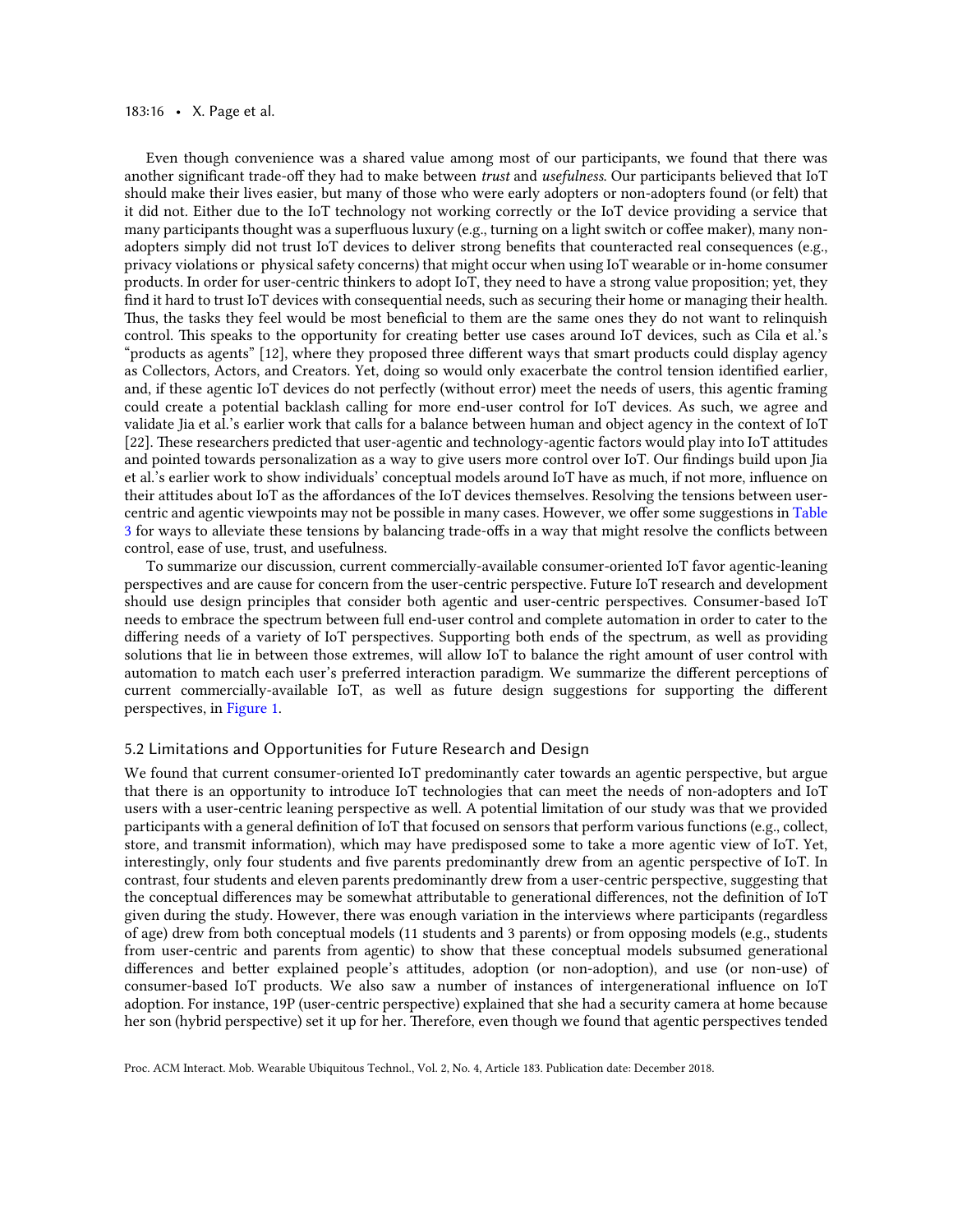Even though convenience was a shared value among most of our participants, we found that there was another significant trade-off they had to make between *trust* and *usefulness*. Our participants believed that IoT should make their lives easier, but many of those who were early adopters or non-adopters found (or felt) that it did not. Either due to the IoT technology not working correctly or the IoT device providing a service that many participants thought was a superfluous luxury (e.g., turning on a light switch or coffee maker), many non-adopters simply did not trust IoT devices to deliver strong benefits that counteracted real consequences (e.g., privacy violations or physical safety concerns) that might occur when using IoT wearable or in-home consumer products. In order for user-centric thinkers to adopt IoT, they need to have a strong value proposition; yet, they find it hard to trust IoT devices with consequential needs, such as securing their home or managing their health. Thus, the tasks they feel would be most beneficial to them are the same ones they do not want to relinquish control. This speaks to the opportunity for creating better use cases around IoT devices, such as Cila et al.'s "products as agents" [12], where they proposed three different ways that smart products could display agency as Collectors, Actors, and Creators. Yet, doing so would only exacerbate the control tension identified earlier, and, if these agentic IoT devices do not perfectly (without error) meet the needs of users, this agentic framing could create a potential backlash calling for more end-user control for IoT devices. As such, we agree and validate Jia et al.'s earlier work that calls for a balance between human and object agency in the context of IoT [22]. These researchers predicted that user-agentic and technology-agentic factors would play into IoT attitudes and pointed towards personalization as a way to give users more control over IoT. Our findings build upon Jia et al.'s earlier work to show individuals' conceptual models around IoT have as much, if not more, influence on their attitudes about IoT as the affordances of the IoT devices themselves. Resolving the tensions between user-centric and agentic viewpoints may not be possible in many cases. However, we offer some suggestions in Table 3 for ways to alleviate these tensions by balancing trade-offs in a way that might resolve the conflicts between control, ease of use, trust, and usefulness.

To summarize our discussion, current commercially-available consumer-oriented IoT favor agentic-leaning perspectives and are cause for concern from the user-centric perspective. Future IoT research and development should use design principles that consider both agentic and user-centric perspectives. Consumer-based IoT needs to embrace the spectrum between full end-user control and complete automation in order to cater to the differing needs of a variety of IoT perspectives. Supporting both ends of the spectrum, as well as providing solutions that lie in between those extremes, will allow IoT to balance the right amount of user control with automation to match each user's preferred interaction paradigm. We summarize the different perceptions of current commercially-available IoT, as well as future design suggestions for supporting the different perspectives, in Figure 1.

### 5.2 Limitations and Opportunities for Future Research and Design

We found that current consumer-oriented IoT predominantly cater towards an agentic perspective, but argue that there is an opportunity to introduce IoT technologies that can meet the needs of non-adopters and IoT users with a user-centric leaning perspective as well. A potential limitation of our study was that we provided participants with a general definition of IoT that focused on sensors that perform various functions (e.g., collect, store, and transmit information), which may have predisposed some to take a more agentic view of IoT. Yet, interestingly, only four students and five parents predominantly drew from an agentic perspective of IoT. In contrast, four students and eleven parents predominantly drew from a user-centric perspective, suggesting that the conceptual differences may be somewhat attributable to generational differences, not the definition of IoT given during the study. However, there was enough variation in the interviews where participants (regardless of age) drew from both conceptual models (11 students and 3 parents) or from opposing models (e.g., students from user-centric and parents from agentic) to show that these conceptual models subsumed generational differences and better explained people's attitudes, adoption (or non-adoption), and use (or non-use) of consumer-based IoT products. We also saw a number of instances of intergenerational influence on IoT adoption. For instance, 19P (user-centric perspective) explained that she had a security camera at home because her son (hybrid perspective) set it up for her. Therefore, even though we found that agentic perspectives tended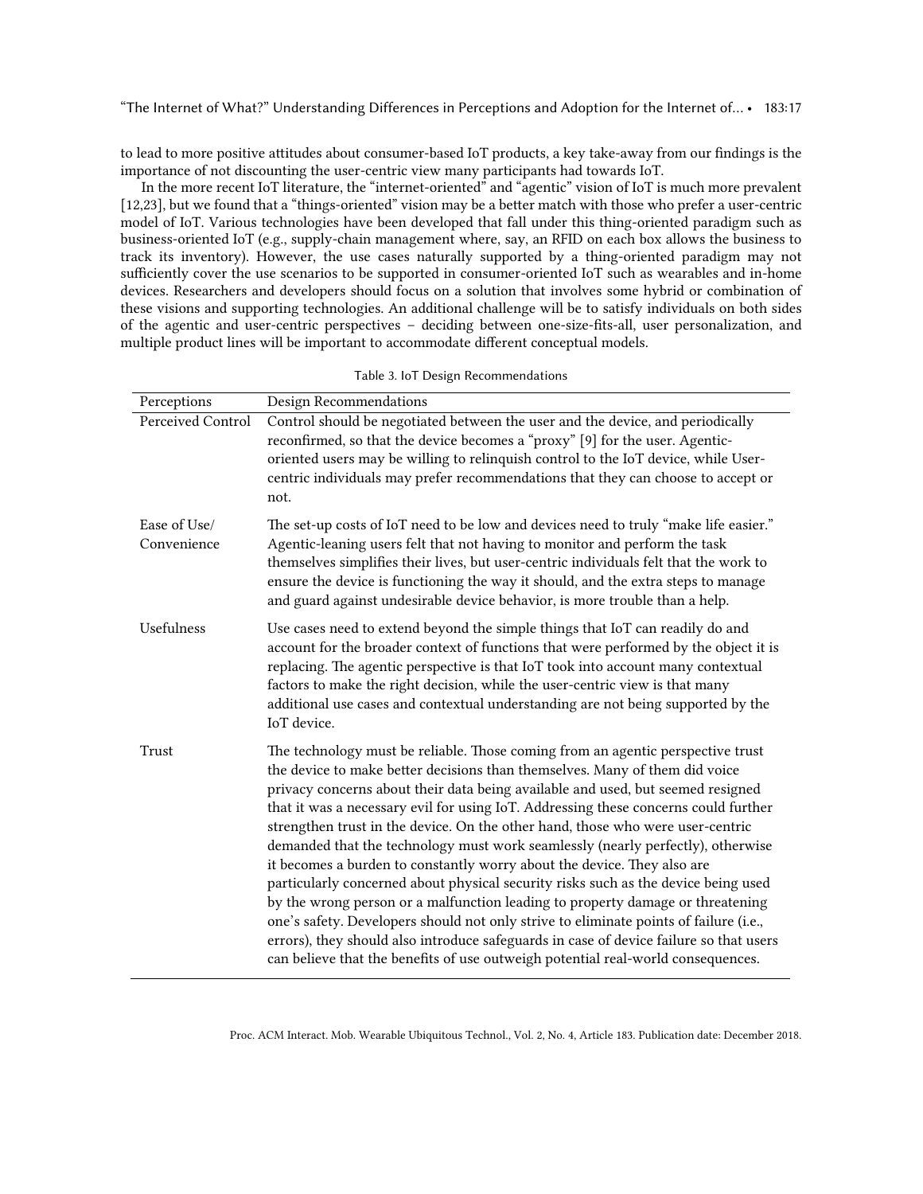to lead to more positive attitudes about consumer-based IoT products, a key take-away from our findings is the importance of not discounting the user-centric view many participants had towards IoT.

In the more recent IoT literature, the "internet-oriented" and "agentic" vision of IoT is much more prevalent [12,23], but we found that a "things-oriented" vision may be a better match with those who prefer a user-centric model of IoT. Various technologies have been developed that fall under this thing-oriented paradigm such as business-oriented IoT (e.g., supply-chain management where, say, an RFID on each box allows the business to track its inventory). However, the use cases naturally supported by a thing-oriented paradigm may not sufficiently cover the use scenarios to be supported in consumer-oriented IoT such as wearables and in-home devices. Researchers and developers should focus on a solution that involves some hybrid or combination of these visions and supporting technologies. An additional challenge will be to satisfy individuals on both sides of the agentic and user-centric perspectives – deciding between one-size-fits-all, user personalization, and multiple product lines will be important to accommodate different conceptual models.

Table 3. IoT Design Recommendations

| Perceptions | Design Recommendations |
|---|---|
| Perceived Control | Control should be negotiated between the user and the device, and periodically reconfirmed, so that the device becomes a "proxy" [9] for the user. Agentic-oriented users may be willing to relinquish control to the IoT device, while User-centric individuals may prefer recommendations that they can choose to accept or not. |
| Ease of Use/ Convenience | The set-up costs of IoT need to be low and devices need to truly "make life easier." Agentic-leaning users felt that not having to monitor and perform the task themselves simplifies their lives, but user-centric individuals felt that the work to ensure the device is functioning the way it should, and the extra steps to manage and guard against undesirable device behavior, is more trouble than a help. |
| Usefulness | Use cases need to extend beyond the simple things that IoT can readily do and account for the broader context of functions that were performed by the object it is replacing. The agentic perspective is that IoT took into account many contextual factors to make the right decision, while the user-centric view is that many additional use cases and contextual understanding are not being supported by the IoT device. |
| Trust | The technology must be reliable. Those coming from an agentic perspective trust the device to make better decisions than themselves. Many of them did voice privacy concerns about their data being available and used, but seemed resigned that it was a necessary evil for using IoT. Addressing these concerns could further strengthen trust in the device. On the other hand, those who were user-centric demanded that the technology must work seamlessly (nearly perfectly), otherwise it becomes a burden to constantly worry about the device. They also are particularly concerned about physical security risks such as the device being used by the wrong person or a malfunction leading to property damage or threatening one's safety. Developers should not only strive to eliminate points of failure (i.e., errors), they should also introduce safeguards in case of device failure so that users can believe that the benefits of use outweigh potential real-world consequences. |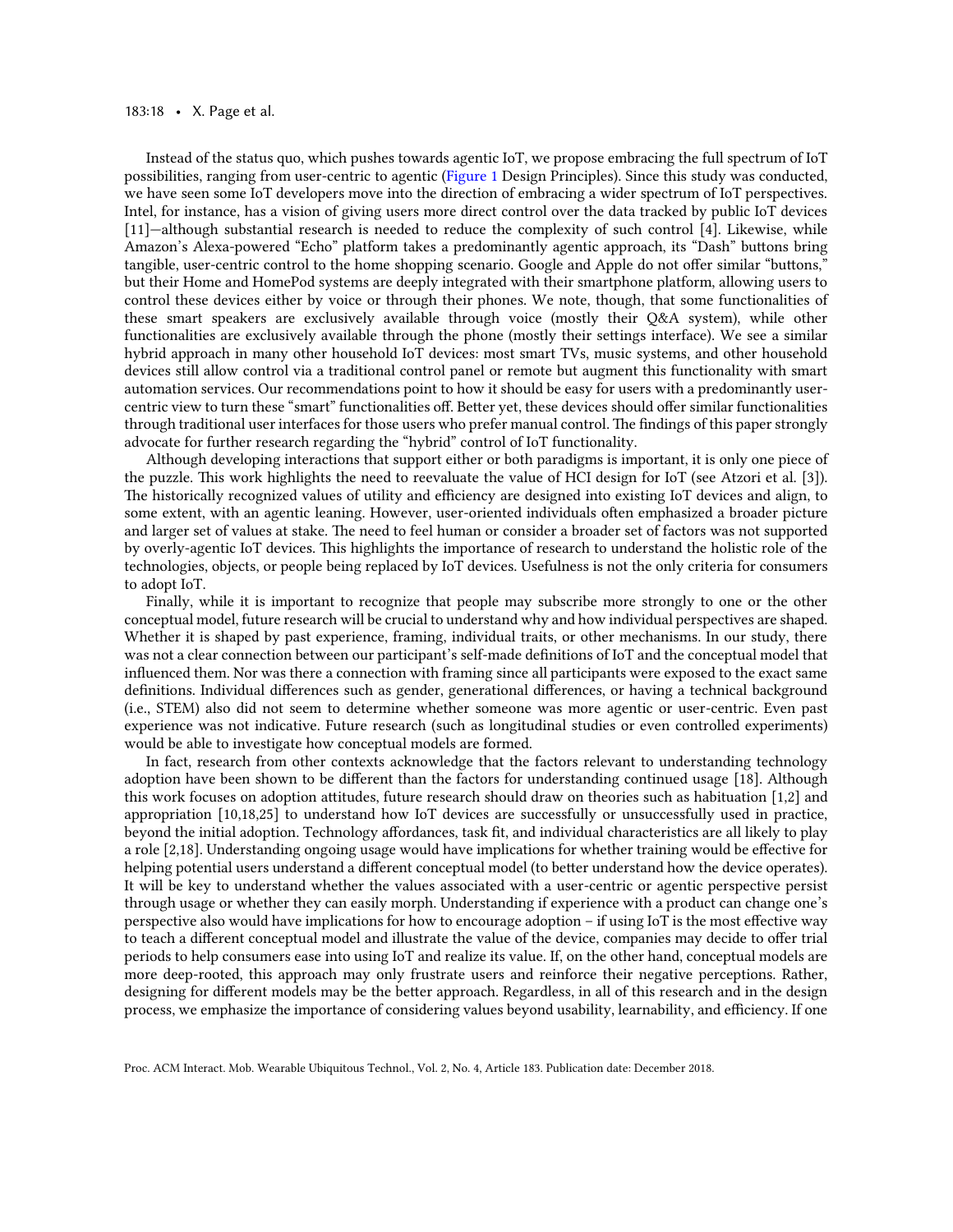Instead of the status quo, which pushes towards agentic IoT, we propose embracing the full spectrum of IoT possibilities, ranging from user-centric to agentic (Figure 1 Design Principles). Since this study was conducted, we have seen some IoT developers move into the direction of embracing a wider spectrum of IoT perspectives. Intel, for instance, has a vision of giving users more direct control over the data tracked by public IoT devices [11]—although substantial research is needed to reduce the complexity of such control [4]. Likewise, while Amazon's Alexa-powered "Echo" platform takes a predominantly agentic approach, its "Dash" buttons bring tangible, user-centric control to the home shopping scenario. Google and Apple do not offer similar "buttons," but their Home and HomePod systems are deeply integrated with their smartphone platform, allowing users to control these devices either by voice or through their phones. We note, though, that some functionalities of these smart speakers are exclusively available through voice (mostly their Q&A system), while other functionalities are exclusively available through the phone (mostly their settings interface). We see a similar hybrid approach in many other household IoT devices: most smart TVs, music systems, and other household devices still allow control via a traditional control panel or remote but augment this functionality with smart automation services. Our recommendations point to how it should be easy for users with a predominantly user-centric view to turn these "smart" functionalities off. Better yet, these devices should offer similar functionalities through traditional user interfaces for those users who prefer manual control. The findings of this paper strongly advocate for further research regarding the "hybrid" control of IoT functionality.

Although developing interactions that support either or both paradigms is important, it is only one piece of the puzzle. This work highlights the need to reevaluate the value of HCI design for IoT (see Atzori et al. [3]). The historically recognized values of utility and efficiency are designed into existing IoT devices and align, to some extent, with an agentic leaning. However, user-oriented individuals often emphasized a broader picture and larger set of values at stake. The need to feel human or consider a broader set of factors was not supported by overly-agentic IoT devices. This highlights the importance of research to understand the holistic role of the technologies, objects, or people being replaced by IoT devices. Usefulness is not the only criteria for consumers to adopt IoT.

Finally, while it is important to recognize that people may subscribe more strongly to one or the other conceptual model, future research will be crucial to understand why and how individual perspectives are shaped. Whether it is shaped by past experience, framing, individual traits, or other mechanisms. In our study, there was not a clear connection between our participant's self-made definitions of IoT and the conceptual model that influenced them. Nor was there a connection with framing since all participants were exposed to the exact same definitions. Individual differences such as gender, generational differences, or having a technical background (i.e., STEM) also did not seem to determine whether someone was more agentic or user-centric. Even past experience was not indicative. Future research (such as longitudinal studies or even controlled experiments) would be able to investigate how conceptual models are formed.

In fact, research from other contexts acknowledge that the factors relevant to understanding technology adoption have been shown to be different than the factors for understanding continued usage [18]. Although this work focuses on adoption attitudes, future research should draw on theories such as habituation [1,2] and appropriation [10,18,25] to understand how IoT devices are successfully or unsuccessfully used in practice, beyond the initial adoption. Technology affordances, task fit, and individual characteristics are all likely to play a role [2,18]. Understanding ongoing usage would have implications for whether training would be effective for helping potential users understand a different conceptual model (to better understand how the device operates). It will be key to understand whether the values associated with a user-centric or agentic perspective persist through usage or whether they can easily morph. Understanding if experience with a product can change one's perspective also would have implications for how to encourage adoption – if using IoT is the most effective way to teach a different conceptual model and illustrate the value of the device, companies may decide to offer trial periods to help consumers ease into using IoT and realize its value. If, on the other hand, conceptual models are more deep-rooted, this approach may only frustrate users and reinforce their negative perceptions. Rather, designing for different models may be the better approach. Regardless, in all of this research and in the design process, we emphasize the importance of considering values beyond usability, learnability, and efficiency. If one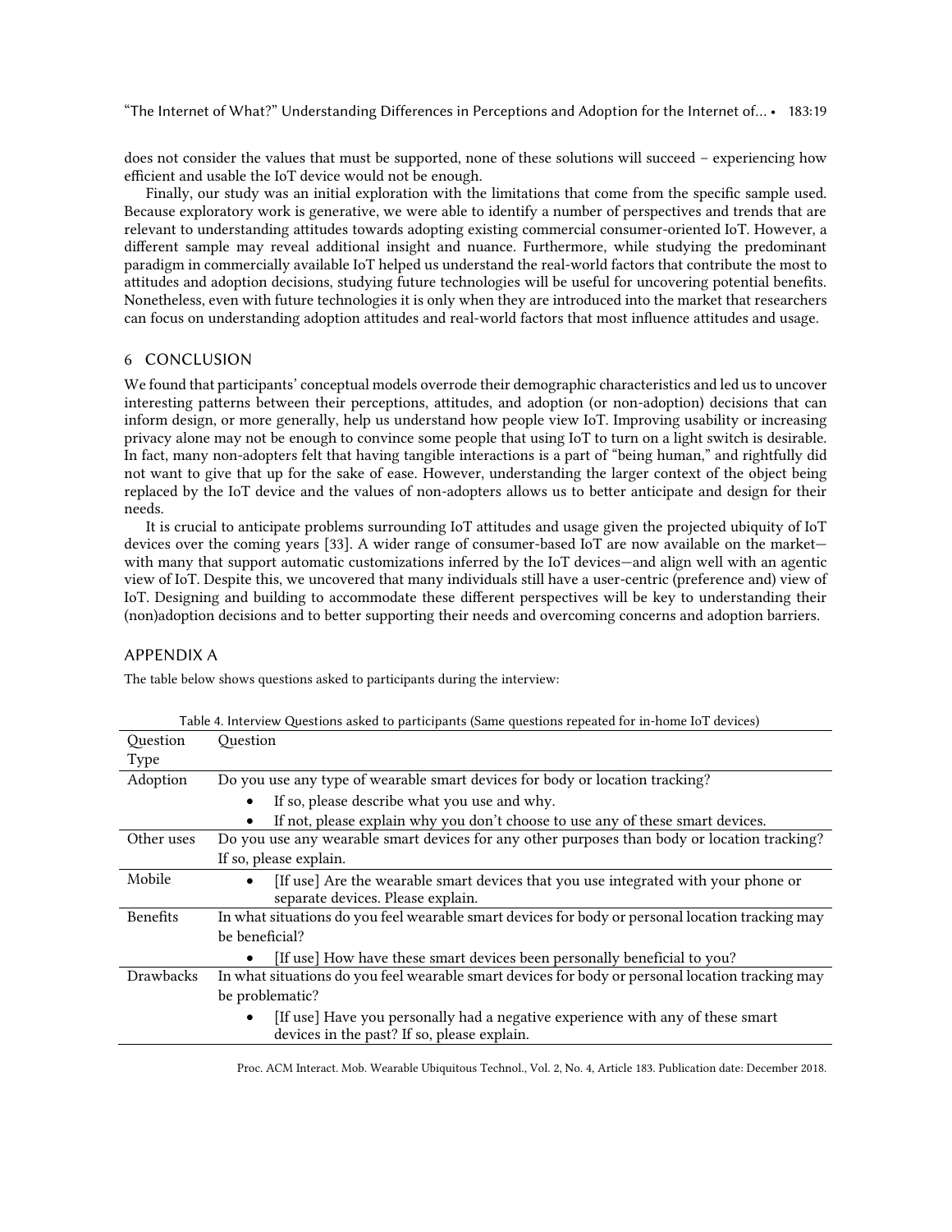does not consider the values that must be supported, none of these solutions will succeed – experiencing how efficient and usable the IoT device would not be enough.

Finally, our study was an initial exploration with the limitations that come from the specific sample used. Because exploratory work is generative, we were able to identify a number of perspectives and trends that are relevant to understanding attitudes towards adopting existing commercial consumer-oriented IoT. However, a different sample may reveal additional insight and nuance. Furthermore, while studying the predominant paradigm in commercially available IoT helped us understand the real-world factors that contribute the most to attitudes and adoption decisions, studying future technologies will be useful for uncovering potential benefits. Nonetheless, even with future technologies it is only when they are introduced into the market that researchers can focus on understanding adoption attitudes and real-world factors that most influence attitudes and usage.

## 6 CONCLUSION

We found that participants' conceptual models overrode their demographic characteristics and led us to uncover interesting patterns between their perceptions, attitudes, and adoption (or non-adoption) decisions that can inform design, or more generally, help us understand how people view IoT. Improving usability or increasing privacy alone may not be enough to convince some people that using IoT to turn on a light switch is desirable. In fact, many non-adopters felt that having tangible interactions is a part of "being human," and rightfully did not want to give that up for the sake of ease. However, understanding the larger context of the object being replaced by the IoT device and the values of non-adopters allows us to better anticipate and design for their needs.

It is crucial to anticipate problems surrounding IoT attitudes and usage given the projected ubiquity of IoT devices over the coming years [33]. A wider range of consumer-based IoT are now available on the market—with many that support automatic customizations inferred by the IoT devices—and align well with an agentic view of IoT. Despite this, we uncovered that many individuals still have a user-centric (preference and) view of IoT. Designing and building to accommodate these different perspectives will be key to understanding their (non)adoption decisions and to better supporting their needs and overcoming concerns and adoption barriers.

## APPENDIX A

The table below shows questions asked to participants during the interview:

Table 4. Interview Questions asked to participants (Same questions repeated for in-home IoT devices)

| Question Type | Question |
|---|---|
| Adoption | Do you use any type of wearable smart devices for body or location tracking?<br>• If so, please describe what you use and why.<br>• If not, please explain why you don't choose to use any of these smart devices. |
| Other uses | Do you use any wearable smart devices for any other purposes than body or location tracking? If so, please explain. |
| Mobile | • [If use] Are the wearable smart devices that you use integrated with your phone or separate devices. Please explain. |
| Benefits | In what situations do you feel wearable smart devices for body or personal location tracking may be beneficial?<br>• [If use] How have these smart devices been personally beneficial to you? |
| Drawbacks | In what situations do you feel wearable smart devices for body or personal location tracking may be problematic?<br>• [If use] Have you personally had a negative experience with any of these smart devices in the past? If so, please explain. |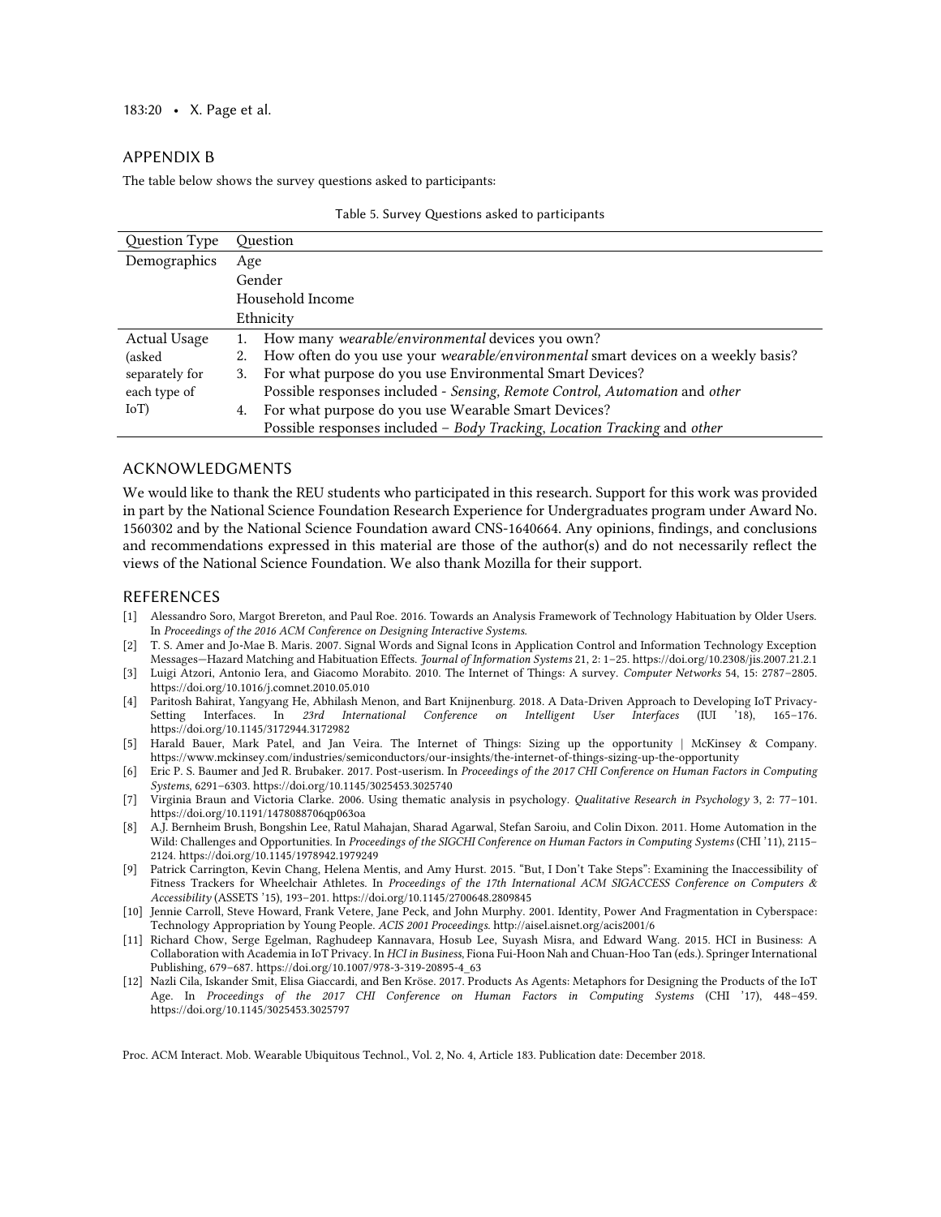## APPENDIX B

The table below shows the survey questions asked to participants:

Table 5. Survey Questions asked to participants

| Question Type | Question |
|---|---|
| Demographics | Age |
| | Gender |
| | Household Income |
| | Ethnicity |
| Actual Usage (asked separately for each type of IoT) | 1. How many *wearable/environmental* devices you own? |
| | 2. How often do you use your *wearable/environmental* smart devices on a weekly basis? |
| | 3. For what purpose do you use Environmental Smart Devices? Possible responses included - *Sensing, Remote Control, Automation* and *other* |
| | 4. For what purpose do you use Wearable Smart Devices? Possible responses included – *Body Tracking, Location Tracking* and *other* |

## ACKNOWLEDGMENTS

We would like to thank the REU students who participated in this research. Support for this work was provided in part by the National Science Foundation Research Experience for Undergraduates program under Award No. 1560302 and by the National Science Foundation award CNS-1640664. Any opinions, findings, and conclusions and recommendations expressed in this material are those of the author(s) and do not necessarily reflect the views of the National Science Foundation. We also thank Mozilla for their support.

## REFERENCES

[1] Alessandro Soro, Margot Brereton, and Paul Roe. 2016. Towards an Analysis Framework of Technology Habituation by Older Users. In *Proceedings of the 2016 ACM Conference on Designing Interactive Systems.*

[2] T. S. Amer and Jo-Mae B. Maris. 2007. Signal Words and Signal Icons in Application Control and Information Technology Exception Messages—Hazard Matching and Habituation Effects. *Journal of Information Systems* 21, 2: 1–25. https://doi.org/10.2308/jis.2007.21.2.1

[3] Luigi Atzori, Antonio Iera, and Giacomo Morabito. 2010. The Internet of Things: A survey. *Computer Networks* 54, 15: 2787–2805. https://doi.org/10.1016/j.comnet.2010.05.010

[4] Paritosh Bahirat, Yangyang He, Abhilash Menon, and Bart Knijnenburg. 2018. A Data-Driven Approach to Developing IoT Privacy-Setting Interfaces. In *23rd International Conference on Intelligent User Interfaces* (IUI '18), 165–176. https://doi.org/10.1145/3172944.3172982

[5] Harald Bauer, Mark Patel, and Jan Veira. The Internet of Things: Sizing up the opportunity | McKinsey & Company. https://www.mckinsey.com/industries/semiconductors/our-insights/the-internet-of-things-sizing-up-the-opportunity

[6] Eric P. S. Baumer and Jed R. Brubaker. 2017. Post-userism. In *Proceedings of the 2017 CHI Conference on Human Factors in Computing Systems*, 6291–6303. https://doi.org/10.1145/3025453.3025740

[7] Virginia Braun and Victoria Clarke. 2006. Using thematic analysis in psychology. *Qualitative Research in Psychology* 3, 2: 77–101. https://doi.org/10.1191/1478088706qp063oa

[8] A.J. Bernheim Brush, Bongshin Lee, Ratul Mahajan, Sharad Agarwal, Stefan Saroiu, and Colin Dixon. 2011. Home Automation in the Wild: Challenges and Opportunities. In *Proceedings of the SIGCHI Conference on Human Factors in Computing Systems* (CHI '11), 2115–2124. https://doi.org/10.1145/1978942.1979249

[9] Patrick Carrington, Kevin Chang, Helena Mentis, and Amy Hurst. 2015. "But, I Don't Take Steps": Examining the Inaccessibility of Fitness Trackers for Wheelchair Athletes. In *Proceedings of the 17th International ACM SIGACCESS Conference on Computers & Accessibility* (ASSETS '15), 193–201. https://doi.org/10.1145/2700648.2809845

[10] Jennie Carroll, Steve Howard, Frank Vetere, Jane Peck, and John Murphy. 2001. Identity, Power And Fragmentation in Cyberspace: Technology Appropriation by Young People. *ACIS 2001 Proceedings*. http://aisel.aisnet.org/acis2001/6

[11] Richard Chow, Serge Egelman, Raghudeep Kannavara, Hosub Lee, Suyash Misra, and Edward Wang. 2015. HCI in Business: A Collaboration with Academia in IoT Privacy. In *HCI in Business*, Fiona Fui-Hoon Nah and Chuan-Hoo Tan (eds.). Springer International Publishing, 679–687. https://doi.org/10.1007/978-3-319-20895-4_63

[12] Nazli Cila, Iskander Smit, Elisa Giaccardi, and Ben Kröse. 2017. Products As Agents: Metaphors for Designing the Products of the IoT Age. In *Proceedings of the 2017 CHI Conference on Human Factors in Computing Systems* (CHI '17), 448–459. https://doi.org/10.1145/3025453.3025797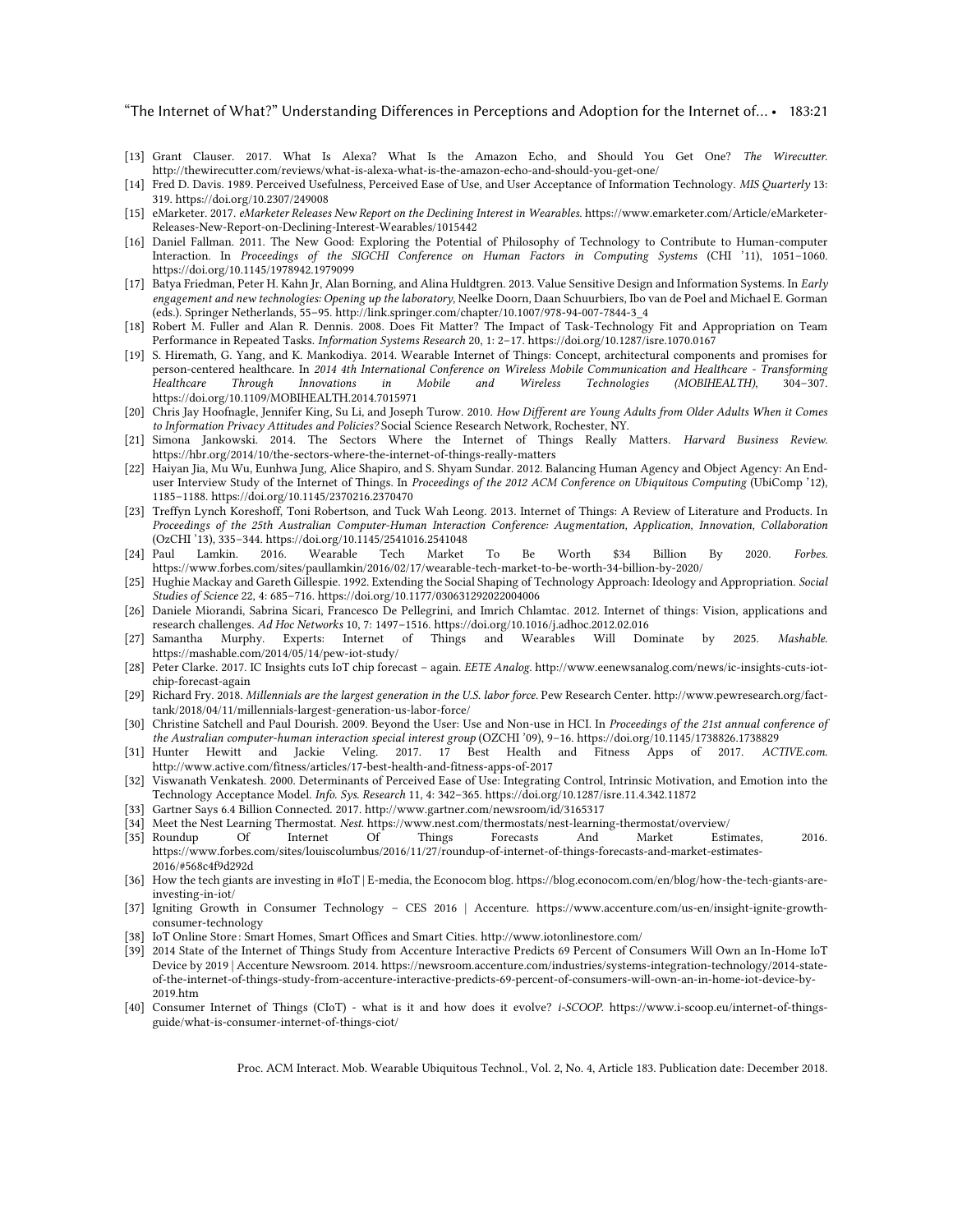- [13] Grant Clauser. 2017. What Is Alexa? What Is the Amazon Echo, and Should You Get One? *The Wirecutter.* http://thewirecutter.com/reviews/what-is-alexa-what-is-the-amazon-echo-and-should-you-get-one/
- [14] Fred D. Davis. 1989. Perceived Usefulness, Perceived Ease of Use, and User Acceptance of Information Technology. *MIS Quarterly* 13: 319. https://doi.org/10.2307/249008
- [15] eMarketer. 2017. *eMarketer Releases New Report on the Declining Interest in Wearables.* https://www.emarketer.com/Article/eMarketer-Releases-New-Report-on-Declining-Interest-Wearables/1015442
- [16] Daniel Fallman. 2011. The New Good: Exploring the Potential of Philosophy of Technology to Contribute to Human-computer Interaction. In *Proceedings of the SIGCHI Conference on Human Factors in Computing Systems* (CHI '11), 1051–1060. https://doi.org/10.1145/1978942.1979099
- [17] Batya Friedman, Peter H. Kahn Jr, Alan Borning, and Alina Huldtgren. 2013. Value Sensitive Design and Information Systems. In *Early engagement and new technologies: Opening up the laboratory*, Neelke Doorn, Daan Schuurbiers, Ibo van de Poel and Michael E. Gorman (eds.). Springer Netherlands, 55–95. http://link.springer.com/chapter/10.1007/978-94-007-7844-3_4
- [18] Robert M. Fuller and Alan R. Dennis. 2008. Does Fit Matter? The Impact of Task-Technology Fit and Appropriation on Team Performance in Repeated Tasks. *Information Systems Research* 20, 1: 2–17. https://doi.org/10.1287/isre.1070.0167
- [19] S. Hiremath, G. Yang, and K. Mankodiya. 2014. Wearable Internet of Things: Concept, architectural components and promises for person-centered healthcare. In *2014 4th International Conference on Wireless Mobile Communication and Healthcare - Transforming Healthcare Through Innovations in Mobile and Wireless Technologies (MOBIHEALTH)*, 304–307. https://doi.org/10.1109/MOBIHEALTH.2014.7015971
- [20] Chris Jay Hoofnagle, Jennifer King, Su Li, and Joseph Turow. 2010. *How Different are Young Adults from Older Adults When it Comes to Information Privacy Attitudes and Policies?* Social Science Research Network, Rochester, NY.
- [21] Simona Jankowski. 2014. The Sectors Where the Internet of Things Really Matters. *Harvard Business Review.* https://hbr.org/2014/10/the-sectors-where-the-internet-of-things-really-matters
- [22] Haiyan Jia, Mu Wu, Eunhwa Jung, Alice Shapiro, and S. Shyam Sundar. 2012. Balancing Human Agency and Object Agency: An End-user Interview Study of the Internet of Things. In *Proceedings of the 2012 ACM Conference on Ubiquitous Computing* (UbiComp '12), 1185–1188. https://doi.org/10.1145/2370216.2370470
- [23] Treffyn Lynch Koreshoff, Toni Robertson, and Tuck Wah Leong. 2013. Internet of Things: A Review of Literature and Products. In *Proceedings of the 25th Australian Computer-Human Interaction Conference: Augmentation, Application, Innovation, Collaboration* (OzCHI '13), 335–344. https://doi.org/10.1145/2541016.2541048
- [24] Paul Lamkin. 2016. Wearable Tech Market To Be Worth $34 Billion By 2020. *Forbes.* https://www.forbes.com/sites/paullamkin/2016/02/17/wearable-tech-market-to-be-worth-34-billion-by-2020/
- [25] Hughie Mackay and Gareth Gillespie. 1992. Extending the Social Shaping of Technology Approach: Ideology and Appropriation. *Social Studies of Science* 22, 4: 685–716. https://doi.org/10.1177/030631292022004006
- [26] Daniele Miorandi, Sabrina Sicari, Francesco De Pellegrini, and Imrich Chlamtac. 2012. Internet of things: Vision, applications and research challenges. *Ad Hoc Networks* 10, 7: 1497–1516. https://doi.org/10.1016/j.adhoc.2012.02.016
- [27] Samantha Murphy. Experts: Internet of Things and Wearables Will Dominate by 2025. *Mashable.* https://mashable.com/2014/05/14/pew-iot-study/
- [28] Peter Clarke. 2017. IC Insights cuts IoT chip forecast – again. *EETE Analog.* http://www.eenewsanalog.com/news/ic-insights-cuts-iot-chip-forecast-again
- [29] Richard Fry. 2018. *Millennials are the largest generation in the U.S. labor force.* Pew Research Center. http://www.pewresearch.org/fact-tank/2018/04/11/millennials-largest-generation-us-labor-force/
- [30] Christine Satchell and Paul Dourish. 2009. Beyond the User: Use and Non-use in HCI. In *Proceedings of the 21st annual conference of the Australian computer-human interaction special interest group* (OZCHI '09), 9–16. https://doi.org/10.1145/1738826.1738829
- [31] Hunter Hewitt and Jackie Veling. 2017. 17 Best Health and Fitness Apps of 2017. *ACTIVE.com.* http://www.active.com/fitness/articles/17-best-health-and-fitness-apps-of-2017
- [32] Viswanath Venkatesh. 2000. Determinants of Perceived Ease of Use: Integrating Control, Intrinsic Motivation, and Emotion into the Technology Acceptance Model. *Info. Sys. Research* 11, 4: 342–365. https://doi.org/10.1287/isre.11.4.342.11872
- [33] Gartner Says 6.4 Billion Connected. 2017. http://www.gartner.com/newsroom/id/3165317
- [34] Meet the Nest Learning Thermostat. *Nest.* https://www.nest.com/thermostats/nest-learning-thermostat/overview/
- [35] Roundup Of Internet Of Things Forecasts And Market Estimates, 2016. https://www.forbes.com/sites/louiscolumbus/2016/11/27/roundup-of-internet-of-things-forecasts-and-market-estimates-2016/#568c4f9d292d
- [36] How the tech giants are investing in #IoT | E-media, the Econocom blog. https://blog.econocom.com/en/blog/how-the-tech-giants-are-investing-in-iot/
- [37] Igniting Growth in Consumer Technology – CES 2016 | Accenture. https://www.accenture.com/us-en/insight-ignite-growth-consumer-technology
- [38] IoT Online Store : Smart Homes, Smart Offices and Smart Cities. http://www.iotonlinestore.com/
- [39] 2014 State of the Internet of Things Study from Accenture Interactive Predicts 69 Percent of Consumers Will Own an In-Home IoT Device by 2019 | Accenture Newsroom. 2014. https://newsroom.accenture.com/industries/systems-integration-technology/2014-state-of-the-internet-of-things-study-from-accenture-interactive-predicts-69-percent-of-consumers-will-own-an-in-home-iot-device-by-2019.htm
- [40] Consumer Internet of Things (CIoT) - what is it and how does it evolve? *i-SCOOP.* https://www.i-scoop.eu/internet-of-things-guide/what-is-consumer-internet-of-things-ciot/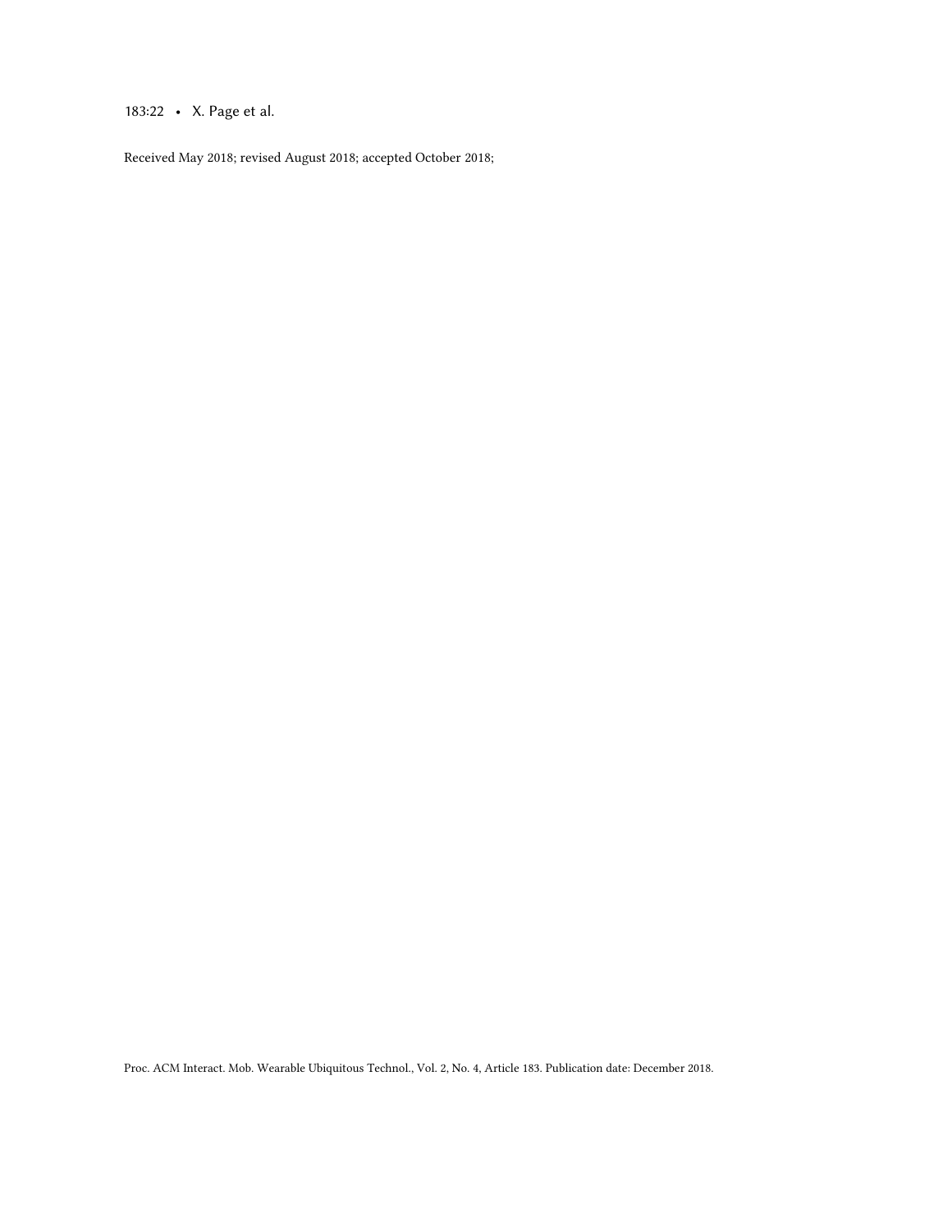Received May 2018; revised August 2018; accepted October 2018;